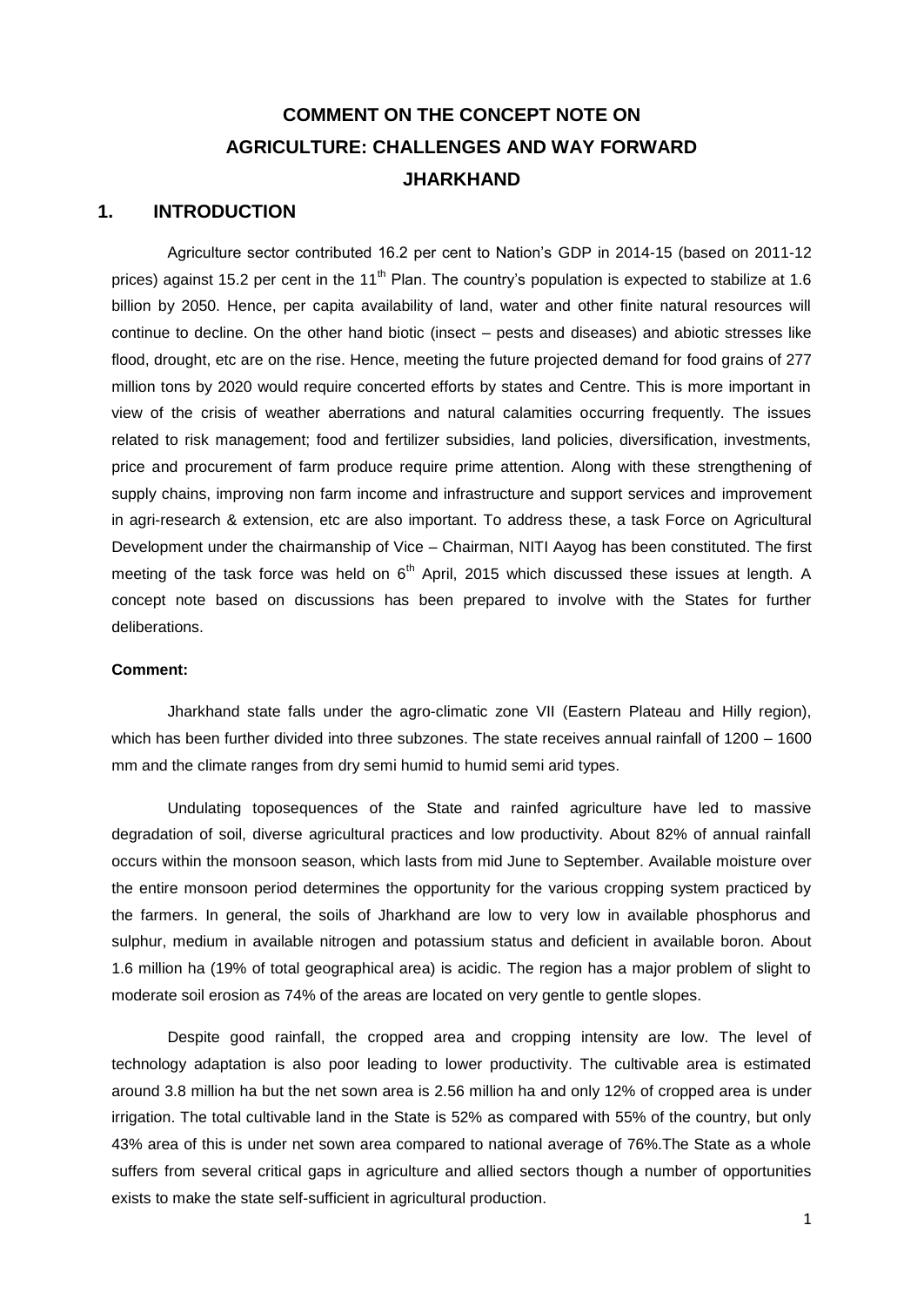# COMMENT ON THE CONCEPT NOTE ON AGRICULTURE: CHALLENGES AND WAY FORWARD JHARKHAND

## 1. INTRODUCTION

Agriculture sector contributed 16.2 per cent to Nation's GDP in 2014-15 (based on 2011-12 prices) against 15.2 per cent in the 11th Plan. The country's population is expected to stabilize at 1.6 billion by 2050. Hence, per capita availability of land, water and other finite natural resources will continue to decline. On the other hand biotic (insect – pests and diseases) and abiotic stresses like flood, drought, etc are on the rise. Hence, meeting the future projected demand for food grains of 277 million tons by 2020 would require concerted efforts by states and Centre. This is more important in view of the crisis of weather aberrations and natural calamities occurring frequently. The issues related to risk management; food and fertilizer subsidies, land policies, diversification, investments, price and procurement of farm produce require prime attention. Along with these strengthening of supply chains, improving non farm income and infrastructure and support services and improvement in agri-research & extension, etc are also important. To address these, a task Force on Agricultural Development under the chairmanship of Vice – Chairman, NITI Aayog has been constituted. The first meeting of the task force was held on 6th April, 2015 which discussed these issues at length. A concept note based on discussions has been prepared to involve with the States for further deliberations.

**Comment:**

Jharkhand state falls under the agro-climatic zone VII (Eastern Plateau and Hilly region), which has been further divided into three subzones. The state receives annual rainfall of 1200 – 1600 mm and the climate ranges from dry semi humid to humid semi arid types.

Undulating toposequences of the State and rainfed agriculture have led to massive degradation of soil, diverse agricultural practices and low productivity. About 82% of annual rainfall occurs within the monsoon season, which lasts from mid June to September. Available moisture over the entire monsoon period determines the opportunity for the various cropping system practiced by the farmers. In general, the soils of Jharkhand are low to very low in available phosphorus and sulphur, medium in available nitrogen and potassium status and deficient in available boron. About 1.6 million ha (19% of total geographical area) is acidic. The region has a major problem of slight to moderate soil erosion as 74% of the areas are located on very gentle to gentle slopes.

Despite good rainfall, the cropped area and cropping intensity are low. The level of technology adaptation is also poor leading to lower productivity. The cultivable area is estimated around 3.8 million ha but the net sown area is 2.56 million ha and only 12% of cropped area is under irrigation. The total cultivable land in the State is 52% as compared with 55% of the country, but only 43% area of this is under net sown area compared to national average of 76%.The State as a whole suffers from several critical gaps in agriculture and allied sectors though a number of opportunities exists to make the state self-sufficient in agricultural production.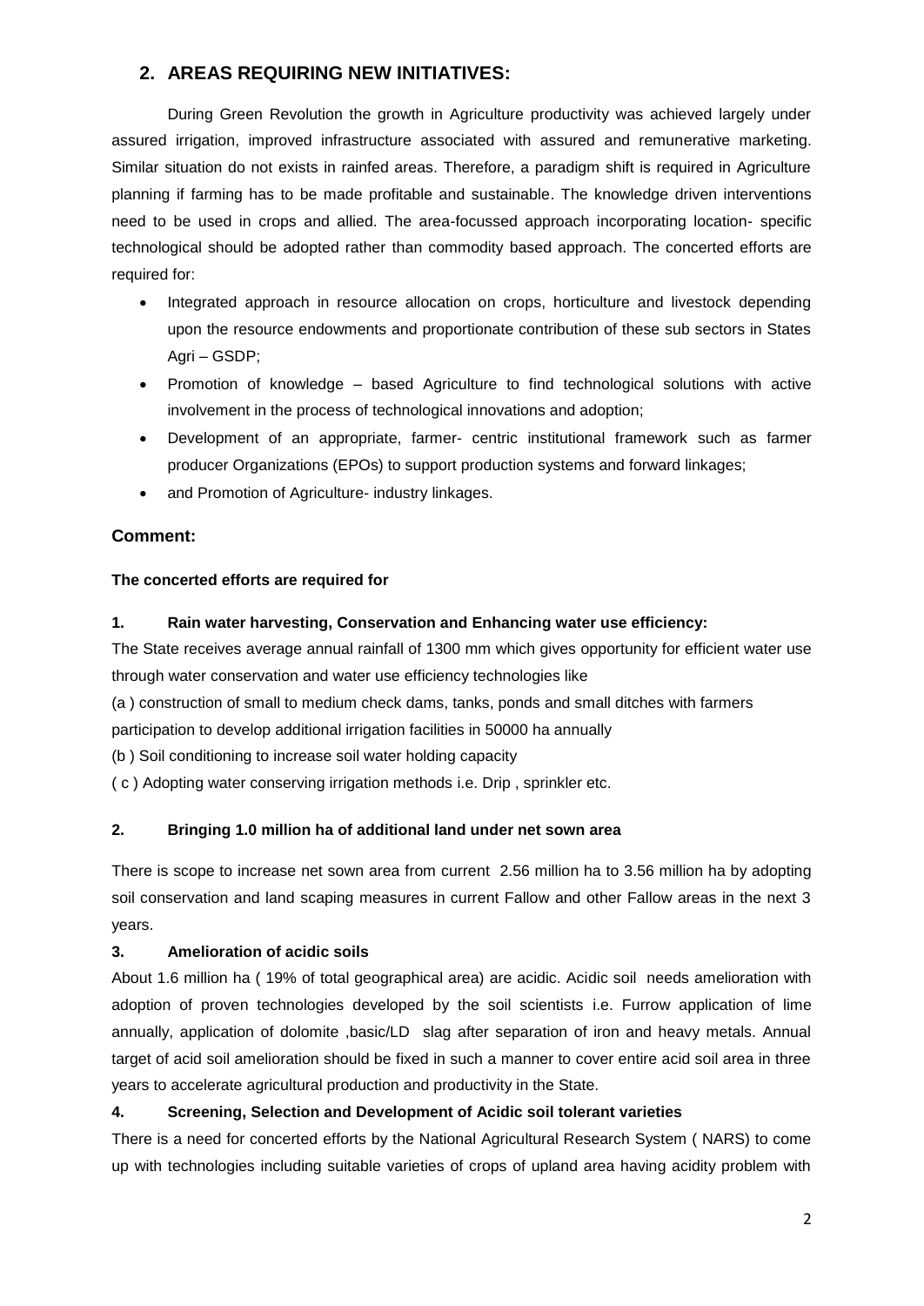## 2. AREAS REQUIRING NEW INITIATIVES:

During Green Revolution the growth in Agriculture productivity was achieved largely under assured irrigation, improved infrastructure associated with assured and remunerative marketing. Similar situation do not exists in rainfed areas. Therefore, a paradigm shift is required in Agriculture planning if farming has to be made profitable and sustainable. The knowledge driven interventions need to be used in crops and allied. The area-focussed approach incorporating location- specific technological should be adopted rather than commodity based approach. The concerted efforts are required for:

- Integrated approach in resource allocation on crops, horticulture and livestock depending upon the resource endowments and proportionate contribution of these sub sectors in States Agri – GSDP;
- Promotion of knowledge – based Agriculture to find technological solutions with active involvement in the process of technological innovations and adoption;
- Development of an appropriate, farmer- centric institutional framework such as farmer producer Organizations (EPOs) to support production systems and forward linkages;
- and Promotion of Agriculture- industry linkages.

### Comment:

**The concerted efforts are required for**

**1. Rain water harvesting, Conservation and Enhancing water use efficiency:**

The State receives average annual rainfall of 1300 mm which gives opportunity for efficient water use through water conservation and water use efficiency technologies like

(a ) construction of small to medium check dams, tanks, ponds and small ditches with farmers participation to develop additional irrigation facilities in 50000 ha annually

(b ) Soil conditioning to increase soil water holding capacity

( c ) Adopting water conserving irrigation methods i.e. Drip , sprinkler etc.

**2. Bringing 1.0 million ha of additional land under net sown area**

There is scope to increase net sown area from current 2.56 million ha to 3.56 million ha by adopting soil conservation and land scaping measures in current Fallow and other Fallow areas in the next 3 years.

**3. Amelioration of acidic soils**

About 1.6 million ha ( 19% of total geographical area) are acidic. Acidic soil needs amelioration with adoption of proven technologies developed by the soil scientists i.e. Furrow application of lime annually, application of dolomite ,basic/LD slag after separation of iron and heavy metals. Annual target of acid soil amelioration should be fixed in such a manner to cover entire acid soil area in three years to accelerate agricultural production and productivity in the State.

**4. Screening, Selection and Development of Acidic soil tolerant varieties**

There is a need for concerted efforts by the National Agricultural Research System ( NARS) to come up with technologies including suitable varieties of crops of upland area having acidity problem with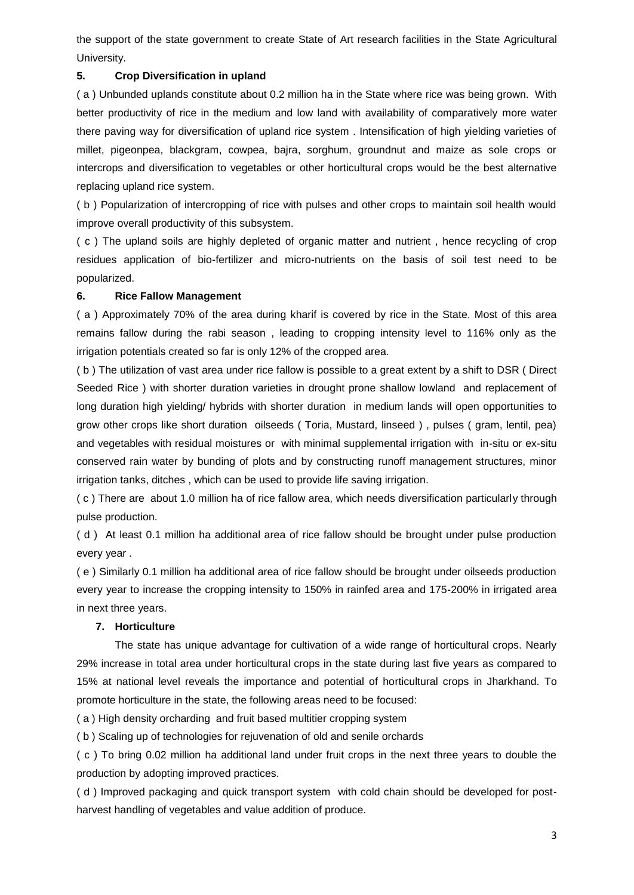the support of the state government to create State of Art research facilities in the State Agricultural University.

**5. Crop Diversification in upland**

( a ) Unbunded uplands constitute about 0.2 million ha in the State where rice was being grown. With better productivity of rice in the medium and low land with availability of comparatively more water there paving way for diversification of upland rice system . Intensification of high yielding varieties of millet, pigeonpea, blackgram, cowpea, bajra, sorghum, groundnut and maize as sole crops or intercrops and diversification to vegetables or other horticultural crops would be the best alternative replacing upland rice system.

( b ) Popularization of intercropping of rice with pulses and other crops to maintain soil health would improve overall productivity of this subsystem.

( c ) The upland soils are highly depleted of organic matter and nutrient , hence recycling of crop residues application of bio-fertilizer and micro-nutrients on the basis of soil test need to be popularized.

**6. Rice Fallow Management**

( a ) Approximately 70% of the area during kharif is covered by rice in the State. Most of this area remains fallow during the rabi season , leading to cropping intensity level to 116% only as the irrigation potentials created so far is only 12% of the cropped area.

( b ) The utilization of vast area under rice fallow is possible to a great extent by a shift to DSR ( Direct Seeded Rice ) with shorter duration varieties in drought prone shallow lowland and replacement of long duration high yielding/ hybrids with shorter duration in medium lands will open opportunities to grow other crops like short duration oilseeds ( Toria, Mustard, linseed ) , pulses ( gram, lentil, pea) and vegetables with residual moistures or with minimal supplemental irrigation with in-situ or ex-situ conserved rain water by bunding of plots and by constructing runoff management structures, minor irrigation tanks, ditches , which can be used to provide life saving irrigation.

( c ) There are about 1.0 million ha of rice fallow area, which needs diversification particularly through pulse production.

( d ) At least 0.1 million ha additional area of rice fallow should be brought under pulse production every year .

( e ) Similarly 0.1 million ha additional area of rice fallow should be brought under oilseeds production every year to increase the cropping intensity to 150% in rainfed area and 175-200% in irrigated area in next three years.

**7. Horticulture**

The state has unique advantage for cultivation of a wide range of horticultural crops. Nearly 29% increase in total area under horticultural crops in the state during last five years as compared to 15% at national level reveals the importance and potential of horticultural crops in Jharkhand. To promote horticulture in the state, the following areas need to be focused:

( a ) High density orcharding and fruit based multitier cropping system

( b ) Scaling up of technologies for rejuvenation of old and senile orchards

( c ) To bring 0.02 million ha additional land under fruit crops in the next three years to double the production by adopting improved practices.

( d ) Improved packaging and quick transport system with cold chain should be developed for post-harvest handling of vegetables and value addition of produce.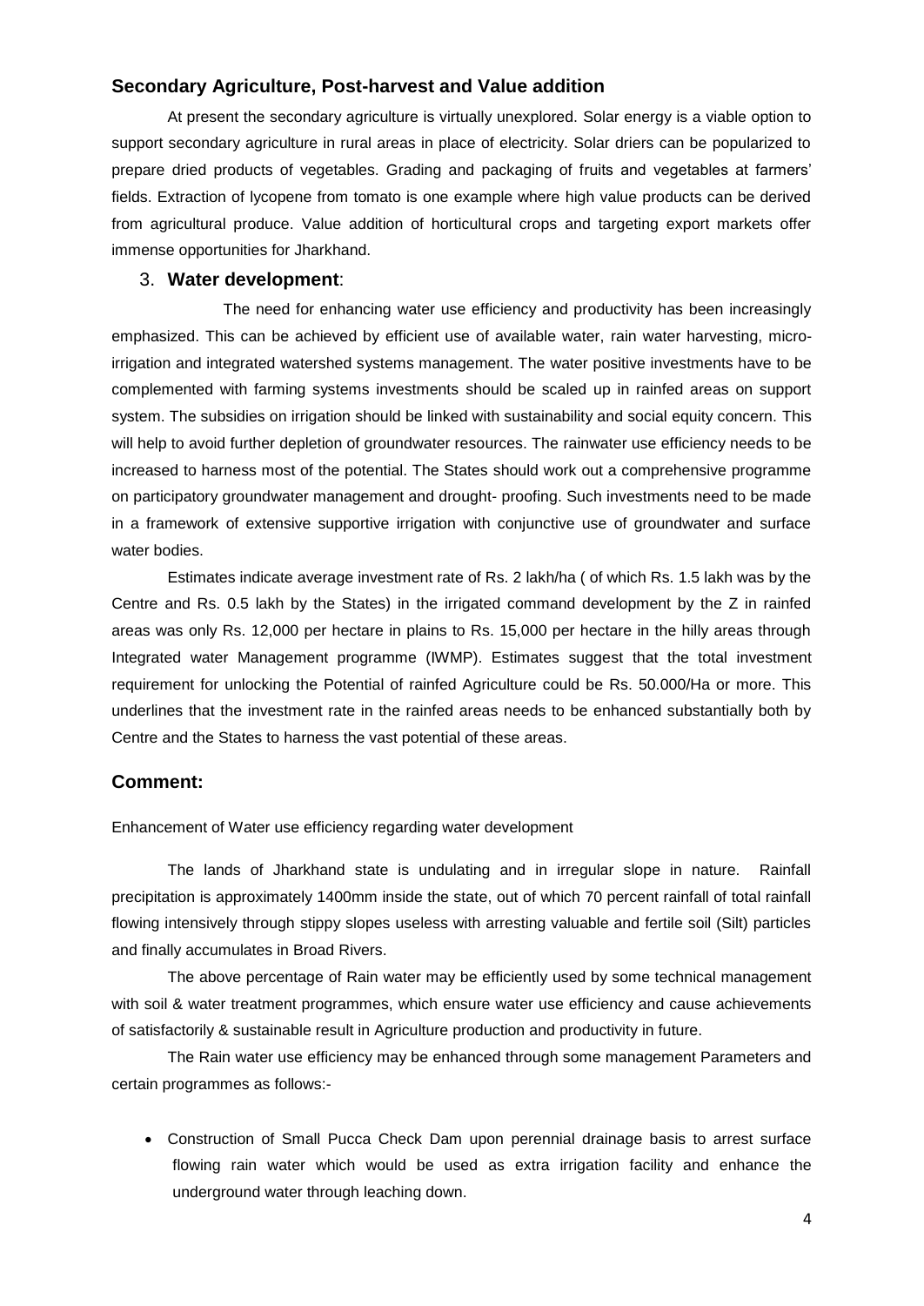## Secondary Agriculture, Post-harvest and Value addition

At present the secondary agriculture is virtually unexplored. Solar energy is a viable option to support secondary agriculture in rural areas in place of electricity. Solar driers can be popularized to prepare dried products of vegetables. Grading and packaging of fruits and vegetables at farmers' fields. Extraction of lycopene from tomato is one example where high value products can be derived from agricultural produce. Value addition of horticultural crops and targeting export markets offer immense opportunities for Jharkhand.

3. **Water development**:

The need for enhancing water use efficiency and productivity has been increasingly emphasized. This can be achieved by efficient use of available water, rain water harvesting, micro-irrigation and integrated watershed systems management. The water positive investments have to be complemented with farming systems investments should be scaled up in rainfed areas on support system. The subsidies on irrigation should be linked with sustainability and social equity concern. This will help to avoid further depletion of groundwater resources. The rainwater use efficiency needs to be increased to harness most of the potential. The States should work out a comprehensive programme on participatory groundwater management and drought- proofing. Such investments need to be made in a framework of extensive supportive irrigation with conjunctive use of groundwater and surface water bodies.

Estimates indicate average investment rate of Rs. 2 lakh/ha ( of which Rs. 1.5 lakh was by the Centre and Rs. 0.5 lakh by the States) in the irrigated command development by the Z in rainfed areas was only Rs. 12,000 per hectare in plains to Rs. 15,000 per hectare in the hilly areas through Integrated water Management programme (IWMP). Estimates suggest that the total investment requirement for unlocking the Potential of rainfed Agriculture could be Rs. 50.000/Ha or more. This underlines that the investment rate in the rainfed areas needs to be enhanced substantially both by Centre and the States to harness the vast potential of these areas.

## Comment:

Enhancement of Water use efficiency regarding water development

The lands of Jharkhand state is undulating and in irregular slope in nature. Rainfall precipitation is approximately 1400mm inside the state, out of which 70 percent rainfall of total rainfall flowing intensively through stippy slopes useless with arresting valuable and fertile soil (Silt) particles and finally accumulates in Broad Rivers.

The above percentage of Rain water may be efficiently used by some technical management with soil & water treatment programmes, which ensure water use efficiency and cause achievements of satisfactorily & sustainable result in Agriculture production and productivity in future.

The Rain water use efficiency may be enhanced through some management Parameters and certain programmes as follows:-

- Construction of Small Pucca Check Dam upon perennial drainage basis to arrest surface flowing rain water which would be used as extra irrigation facility and enhance the underground water through leaching down.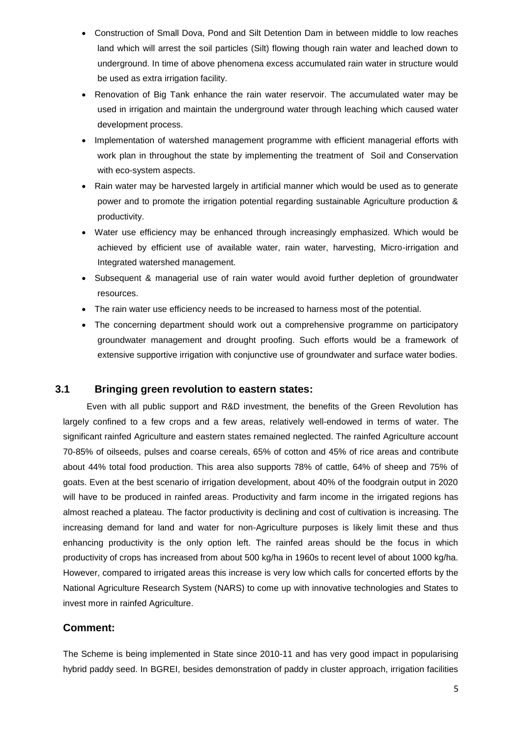- Construction of Small Dova, Pond and Silt Detention Dam in between middle to low reaches land which will arrest the soil particles (Silt) flowing though rain water and leached down to underground. In time of above phenomena excess accumulated rain water in structure would be used as extra irrigation facility.
- Renovation of Big Tank enhance the rain water reservoir. The accumulated water may be used in irrigation and maintain the underground water through leaching which caused water development process.
- Implementation of watershed management programme with efficient managerial efforts with work plan in throughout the state by implementing the treatment of Soil and Conservation with eco-system aspects.
- Rain water may be harvested largely in artificial manner which would be used as to generate power and to promote the irrigation potential regarding sustainable Agriculture production & productivity.
- Water use efficiency may be enhanced through increasingly emphasized. Which would be achieved by efficient use of available water, rain water, harvesting, Micro-irrigation and Integrated watershed management.
- Subsequent & managerial use of rain water would avoid further depletion of groundwater resources.
- The rain water use efficiency needs to be increased to harness most of the potential.
- The concerning department should work out a comprehensive programme on participatory groundwater management and drought proofing. Such efforts would be a framework of extensive supportive irrigation with conjunctive use of groundwater and surface water bodies.

## 3.1 Bringing green revolution to eastern states:

Even with all public support and R&D investment, the benefits of the Green Revolution has largely confined to a few crops and a few areas, relatively well-endowed in terms of water. The significant rainfed Agriculture and eastern states remained neglected. The rainfed Agriculture account 70-85% of oilseeds, pulses and coarse cereals, 65% of cotton and 45% of rice areas and contribute about 44% total food production. This area also supports 78% of cattle, 64% of sheep and 75% of goats. Even at the best scenario of irrigation development, about 40% of the foodgrain output in 2020 will have to be produced in rainfed areas. Productivity and farm income in the irrigated regions has almost reached a plateau. The factor productivity is declining and cost of cultivation is increasing. The increasing demand for land and water for non-Agriculture purposes is likely limit these and thus enhancing productivity is the only option left. The rainfed areas should be the focus in which productivity of crops has increased from about 500 kg/ha in 1960s to recent level of about 1000 kg/ha. However, compared to irrigated areas this increase is very low which calls for concerted efforts by the National Agriculture Research System (NARS) to come up with innovative technologies and States to invest more in rainfed Agriculture.

### Comment:

The Scheme is being implemented in State since 2010-11 and has very good impact in popularising hybrid paddy seed. In BGREI, besides demonstration of paddy in cluster approach, irrigation facilities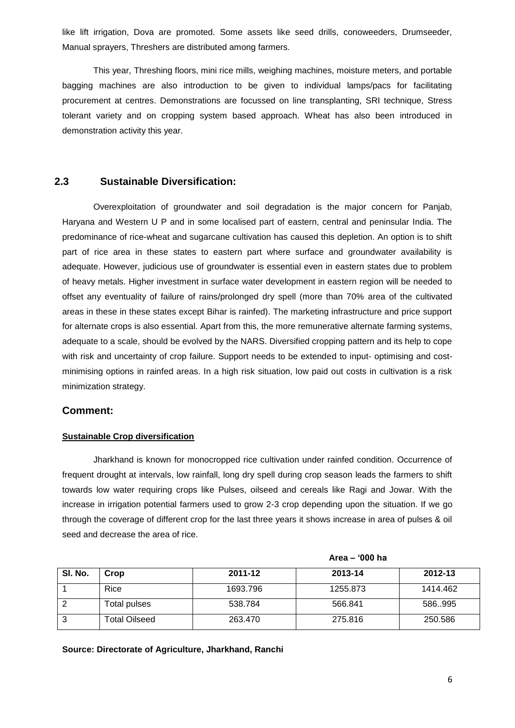like lift irrigation, Dova are promoted. Some assets like seed drills, conoweeders, Drumseeder, Manual sprayers, Threshers are distributed among farmers.

This year, Threshing floors, mini rice mills, weighing machines, moisture meters, and portable bagging machines are also introduction to be given to individual lamps/pacs for facilitating procurement at centres. Demonstrations are focussed on line transplanting, SRI technique, Stress tolerant variety and on cropping system based approach. Wheat has also been introduced in demonstration activity this year.

## 2.3 Sustainable Diversification:

Overexploitation of groundwater and soil degradation is the major concern for Panjab, Haryana and Western U P and in some localised part of eastern, central and peninsular India. The predominance of rice-wheat and sugarcane cultivation has caused this depletion. An option is to shift part of rice area in these states to eastern part where surface and groundwater availability is adequate. However, judicious use of groundwater is essential even in eastern states due to problem of heavy metals. Higher investment in surface water development in eastern region will be needed to offset any eventuality of failure of rains/prolonged dry spell (more than 70% area of the cultivated areas in these in these states except Bihar is rainfed). The marketing infrastructure and price support for alternate crops is also essential. Apart from this, the more remunerative alternate farming systems, adequate to a scale, should be evolved by the NARS. Diversified cropping pattern and its help to cope with risk and uncertainty of crop failure. Support needs to be extended to input- optimising and cost-minimising options in rainfed areas. In a high risk situation, low paid out costs in cultivation is a risk minimization strategy.

## Comment:

**Sustainable Crop diversification**

Jharkhand is known for monocropped rice cultivation under rainfed condition. Occurrence of frequent drought at intervals, low rainfall, long dry spell during crop season leads the farmers to shift towards low water requiring crops like Pulses, oilseed and cereals like Ragi and Jowar. With the increase in irrigation potential farmers used to grow 2-3 crop depending upon the situation. If we go through the coverage of different crop for the last three years it shows increase in area of pulses & oil seed and decrease the area of rice.

**Area – '000 ha**

| Sl. No. | Crop | 2011-12 | 2013-14 | 2012-13 |
|---|---|---|---|---|
| 1 | Rice | 1693.796 | 1255.873 | 1414.462 |
| 2 | Total pulses | 538.784 | 566.841 | 586..995 |
| 3 | Total Oilseed | 263.470 | 275.816 | 250.586 |

**Source: Directorate of Agriculture, Jharkhand, Ranchi**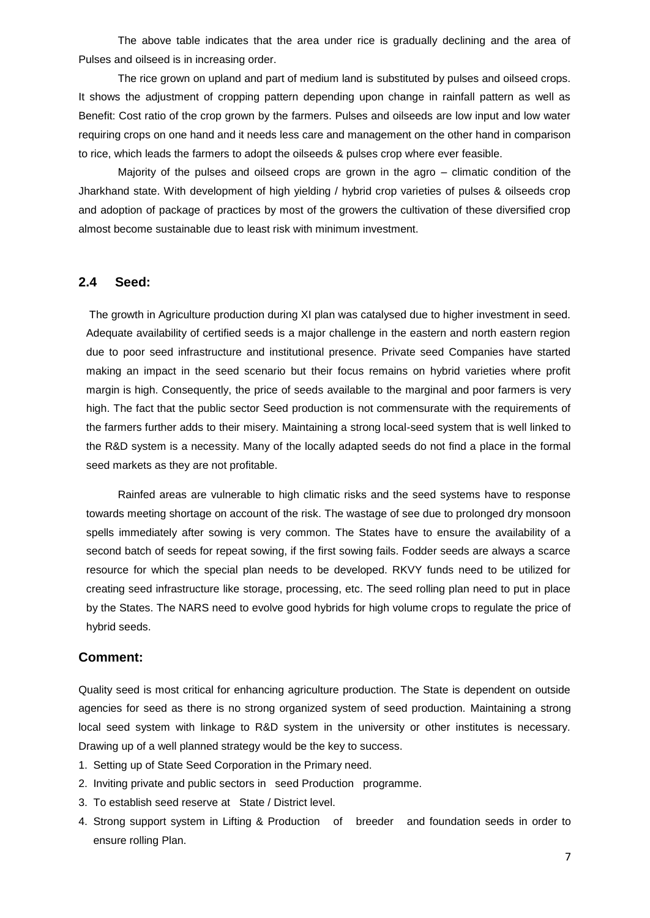The above table indicates that the area under rice is gradually declining and the area of Pulses and oilseed is in increasing order.

The rice grown on upland and part of medium land is substituted by pulses and oilseed crops. It shows the adjustment of cropping pattern depending upon change in rainfall pattern as well as Benefit: Cost ratio of the crop grown by the farmers. Pulses and oilseeds are low input and low water requiring crops on one hand and it needs less care and management on the other hand in comparison to rice, which leads the farmers to adopt the oilseeds & pulses crop where ever feasible.

Majority of the pulses and oilseed crops are grown in the agro – climatic condition of the Jharkhand state. With development of high yielding / hybrid crop varieties of pulses & oilseeds crop and adoption of package of practices by most of the growers the cultivation of these diversified crop almost become sustainable due to least risk with minimum investment.

## 2.4 Seed:

The growth in Agriculture production during XI plan was catalysed due to higher investment in seed. Adequate availability of certified seeds is a major challenge in the eastern and north eastern region due to poor seed infrastructure and institutional presence. Private seed Companies have started making an impact in the seed scenario but their focus remains on hybrid varieties where profit margin is high. Consequently, the price of seeds available to the marginal and poor farmers is very high. The fact that the public sector Seed production is not commensurate with the requirements of the farmers further adds to their misery. Maintaining a strong local-seed system that is well linked to the R&D system is a necessity. Many of the locally adapted seeds do not find a place in the formal seed markets as they are not profitable.

Rainfed areas are vulnerable to high climatic risks and the seed systems have to response towards meeting shortage on account of the risk. The wastage of see due to prolonged dry monsoon spells immediately after sowing is very common. The States have to ensure the availability of a second batch of seeds for repeat sowing, if the first sowing fails. Fodder seeds are always a scarce resource for which the special plan needs to be developed. RKVY funds need to be utilized for creating seed infrastructure like storage, processing, etc. The seed rolling plan need to put in place by the States. The NARS need to evolve good hybrids for high volume crops to regulate the price of hybrid seeds.

### Comment:

Quality seed is most critical for enhancing agriculture production. The State is dependent on outside agencies for seed as there is no strong organized system of seed production. Maintaining a strong local seed system with linkage to R&D system in the university or other institutes is necessary. Drawing up of a well planned strategy would be the key to success.

1. Setting up of State Seed Corporation in the Primary need.
2. Inviting private and public sectors in seed Production programme.
3. To establish seed reserve at State / District level.
4. Strong support system in Lifting & Production of breeder and foundation seeds in order to ensure rolling Plan.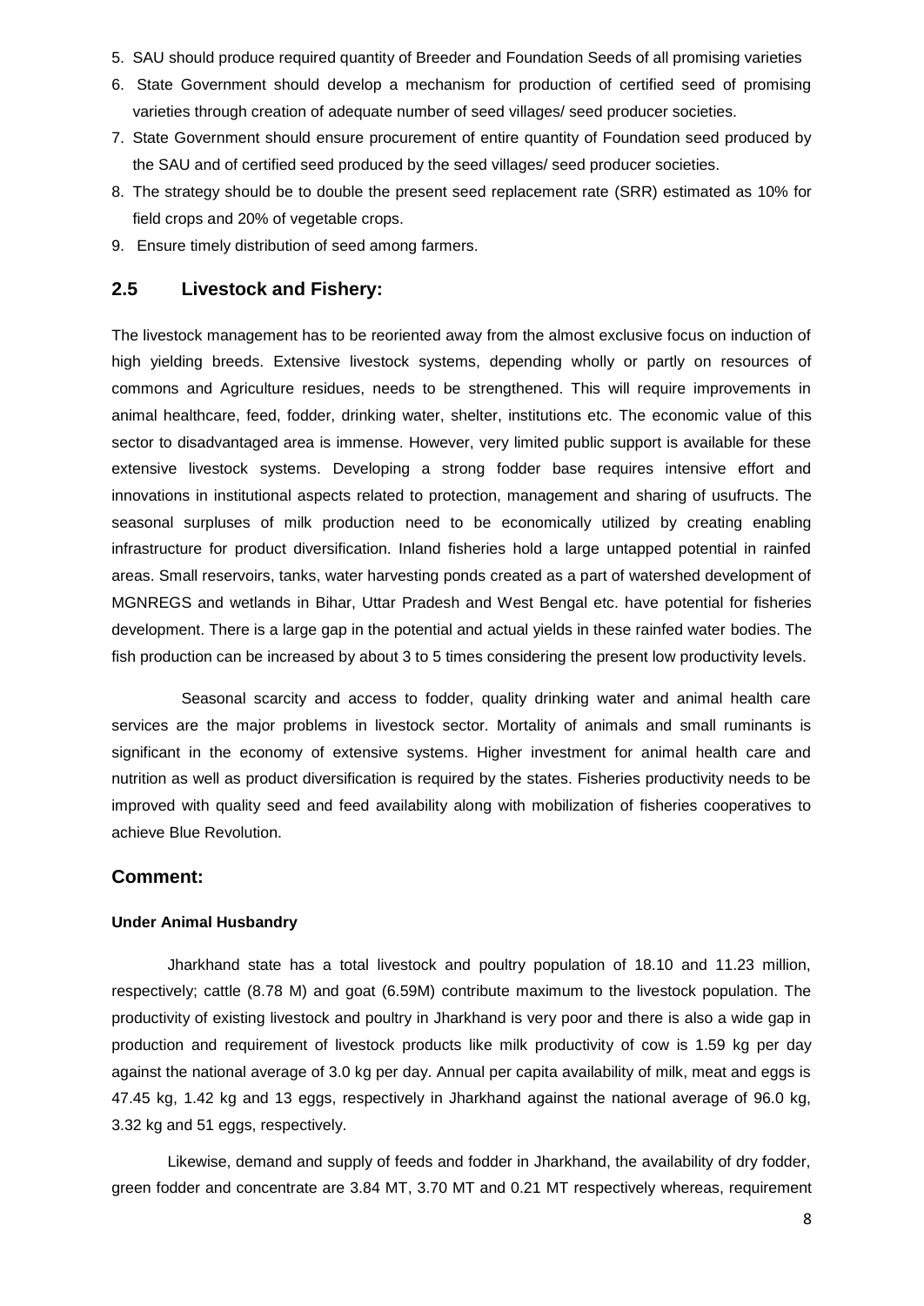5. SAU should produce required quantity of Breeder and Foundation Seeds of all promising varieties
6. State Government should develop a mechanism for production of certified seed of promising varieties through creation of adequate number of seed villages/ seed producer societies.
7. State Government should ensure procurement of entire quantity of Foundation seed produced by the SAU and of certified seed produced by the seed villages/ seed producer societies.
8. The strategy should be to double the present seed replacement rate (SRR) estimated as 10% for field crops and 20% of vegetable crops.
9. Ensure timely distribution of seed among farmers.

## 2.5 Livestock and Fishery:

The livestock management has to be reoriented away from the almost exclusive focus on induction of high yielding breeds. Extensive livestock systems, depending wholly or partly on resources of commons and Agriculture residues, needs to be strengthened. This will require improvements in animal healthcare, feed, fodder, drinking water, shelter, institutions etc. The economic value of this sector to disadvantaged area is immense. However, very limited public support is available for these extensive livestock systems. Developing a strong fodder base requires intensive effort and innovations in institutional aspects related to protection, management and sharing of usufructs. The seasonal surpluses of milk production need to be economically utilized by creating enabling infrastructure for product diversification. Inland fisheries hold a large untapped potential in rainfed areas. Small reservoirs, tanks, water harvesting ponds created as a part of watershed development of MGNREGS and wetlands in Bihar, Uttar Pradesh and West Bengal etc. have potential for fisheries development. There is a large gap in the potential and actual yields in these rainfed water bodies. The fish production can be increased by about 3 to 5 times considering the present low productivity levels.

Seasonal scarcity and access to fodder, quality drinking water and animal health care services are the major problems in livestock sector. Mortality of animals and small ruminants is significant in the economy of extensive systems. Higher investment for animal health care and nutrition as well as product diversification is required by the states. Fisheries productivity needs to be improved with quality seed and feed availability along with mobilization of fisheries cooperatives to achieve Blue Revolution.

## Comment:

#### Under Animal Husbandry

Jharkhand state has a total livestock and poultry population of 18.10 and 11.23 million, respectively; cattle (8.78 M) and goat (6.59M) contribute maximum to the livestock population. The productivity of existing livestock and poultry in Jharkhand is very poor and there is also a wide gap in production and requirement of livestock products like milk productivity of cow is 1.59 kg per day against the national average of 3.0 kg per day. Annual per capita availability of milk, meat and eggs is 47.45 kg, 1.42 kg and 13 eggs, respectively in Jharkhand against the national average of 96.0 kg, 3.32 kg and 51 eggs, respectively.

Likewise, demand and supply of feeds and fodder in Jharkhand, the availability of dry fodder, green fodder and concentrate are 3.84 MT, 3.70 MT and 0.21 MT respectively whereas, requirement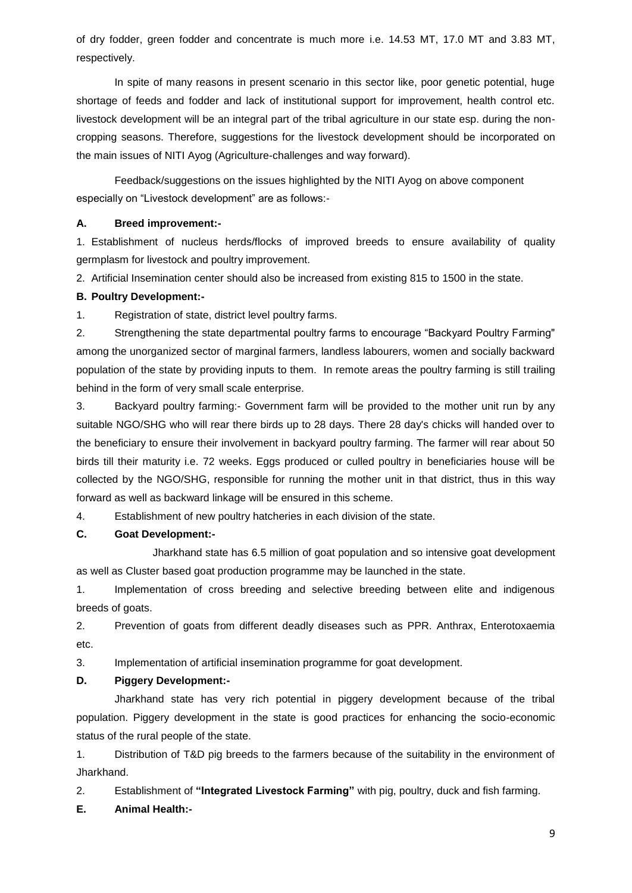of dry fodder, green fodder and concentrate is much more i.e. 14.53 MT, 17.0 MT and 3.83 MT, respectively.

In spite of many reasons in present scenario in this sector like, poor genetic potential, huge shortage of feeds and fodder and lack of institutional support for improvement, health control etc. livestock development will be an integral part of the tribal agriculture in our state esp. during the non-cropping seasons. Therefore, suggestions for the livestock development should be incorporated on the main issues of NITI Ayog (Agriculture-challenges and way forward).

Feedback/suggestions on the issues highlighted by the NITI Ayog on above component especially on "Livestock development" are as follows:-

**A. Breed improvement:-**

1. Establishment of nucleus herds/flocks of improved breeds to ensure availability of quality germplasm for livestock and poultry improvement.

2. Artificial Insemination center should also be increased from existing 815 to 1500 in the state.

**B. Poultry Development:-**

1. Registration of state, district level poultry farms.

2. Strengthening the state departmental poultry farms to encourage "Backyard Poultry Farming" among the unorganized sector of marginal farmers, landless labourers, women and socially backward population of the state by providing inputs to them. In remote areas the poultry farming is still trailing behind in the form of very small scale enterprise.

3. Backyard poultry farming:- Government farm will be provided to the mother unit run by any suitable NGO/SHG who will rear there birds up to 28 days. There 28 day's chicks will handed over to the beneficiary to ensure their involvement in backyard poultry farming. The farmer will rear about 50 birds till their maturity i.e. 72 weeks. Eggs produced or culled poultry in beneficiaries house will be collected by the NGO/SHG, responsible for running the mother unit in that district, thus in this way forward as well as backward linkage will be ensured in this scheme.

4. Establishment of new poultry hatcheries in each division of the state.

**C. Goat Development:-**

Jharkhand state has 6.5 million of goat population and so intensive goat development as well as Cluster based goat production programme may be launched in the state.

1. Implementation of cross breeding and selective breeding between elite and indigenous breeds of goats.

2. Prevention of goats from different deadly diseases such as PPR. Anthrax, Enterotoxaemia etc.

3. Implementation of artificial insemination programme for goat development.

**D. Piggery Development:-**

Jharkhand state has very rich potential in piggery development because of the tribal population. Piggery development in the state is good practices for enhancing the socio-economic status of the rural people of the state.

1. Distribution of T&D pig breeds to the farmers because of the suitability in the environment of Jharkhand.

2. Establishment of **"Integrated Livestock Farming"** with pig, poultry, duck and fish farming.

**E. Animal Health:-**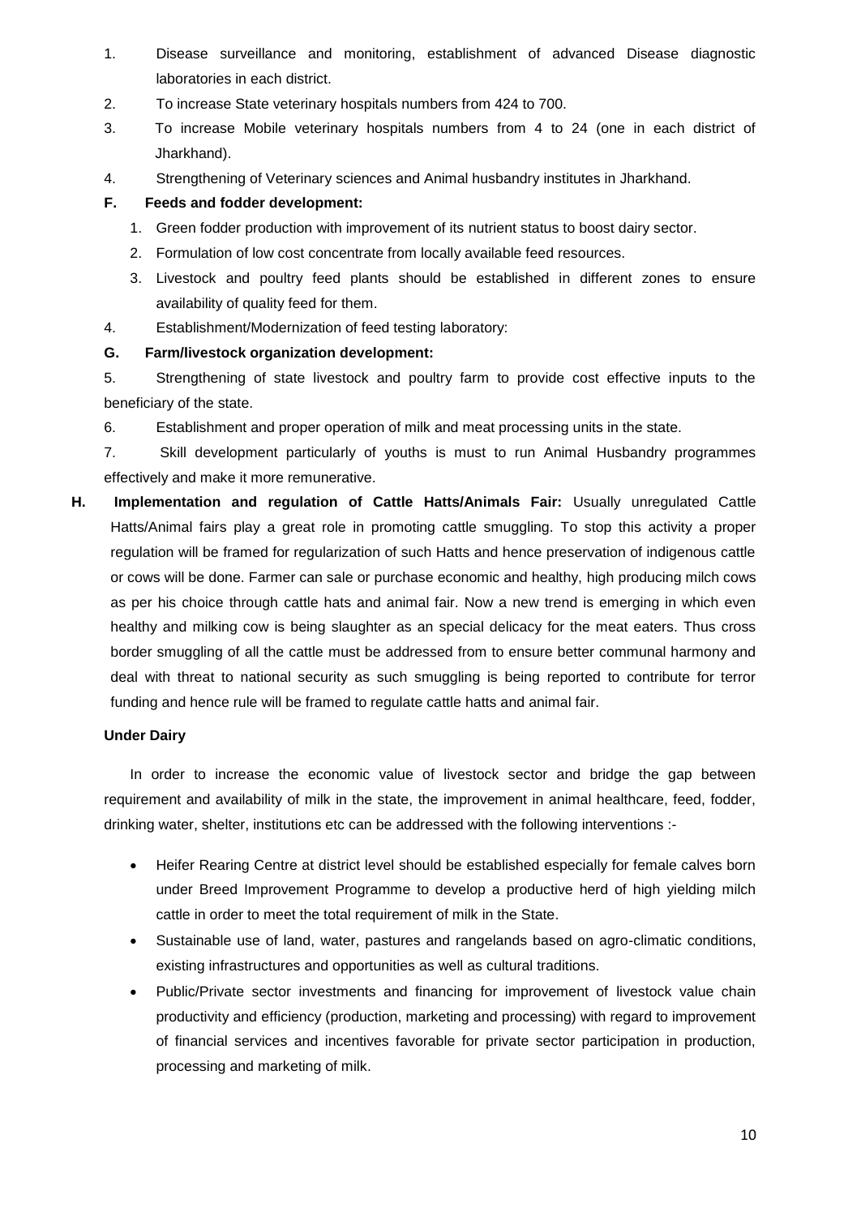1. Disease surveillance and monitoring, establishment of advanced Disease diagnostic laboratories in each district.
2. To increase State veterinary hospitals numbers from 424 to 700.
3. To increase Mobile veterinary hospitals numbers from 4 to 24 (one in each district of Jharkhand).
4. Strengthening of Veterinary sciences and Animal husbandry institutes in Jharkhand.

**F. Feeds and fodder development:**

1. Green fodder production with improvement of its nutrient status to boost dairy sector.
2. Formulation of low cost concentrate from locally available feed resources.
3. Livestock and poultry feed plants should be established in different zones to ensure availability of quality feed for them.
4. Establishment/Modernization of feed testing laboratory:

**G. Farm/livestock organization development:**

5. Strengthening of state livestock and poultry farm to provide cost effective inputs to the beneficiary of the state.
6. Establishment and proper operation of milk and meat processing units in the state.
7. Skill development particularly of youths is must to run Animal Husbandry programmes effectively and make it more remunerative.

**H. Implementation and regulation of Cattle Hatts/Animals Fair:** Usually unregulated Cattle Hatts/Animal fairs play a great role in promoting cattle smuggling. To stop this activity a proper regulation will be framed for regularization of such Hatts and hence preservation of indigenous cattle or cows will be done. Farmer can sale or purchase economic and healthy, high producing milch cows as per his choice through cattle hats and animal fair. Now a new trend is emerging in which even healthy and milking cow is being slaughter as an special delicacy for the meat eaters. Thus cross border smuggling of all the cattle must be addressed from to ensure better communal harmony and deal with threat to national security as such smuggling is being reported to contribute for terror funding and hence rule will be framed to regulate cattle hatts and animal fair.

**Under Dairy**

In order to increase the economic value of livestock sector and bridge the gap between requirement and availability of milk in the state, the improvement in animal healthcare, feed, fodder, drinking water, shelter, institutions etc can be addressed with the following interventions :-

- Heifer Rearing Centre at district level should be established especially for female calves born under Breed Improvement Programme to develop a productive herd of high yielding milch cattle in order to meet the total requirement of milk in the State.
- Sustainable use of land, water, pastures and rangelands based on agro-climatic conditions, existing infrastructures and opportunities as well as cultural traditions.
- Public/Private sector investments and financing for improvement of livestock value chain productivity and efficiency (production, marketing and processing) with regard to improvement of financial services and incentives favorable for private sector participation in production, processing and marketing of milk.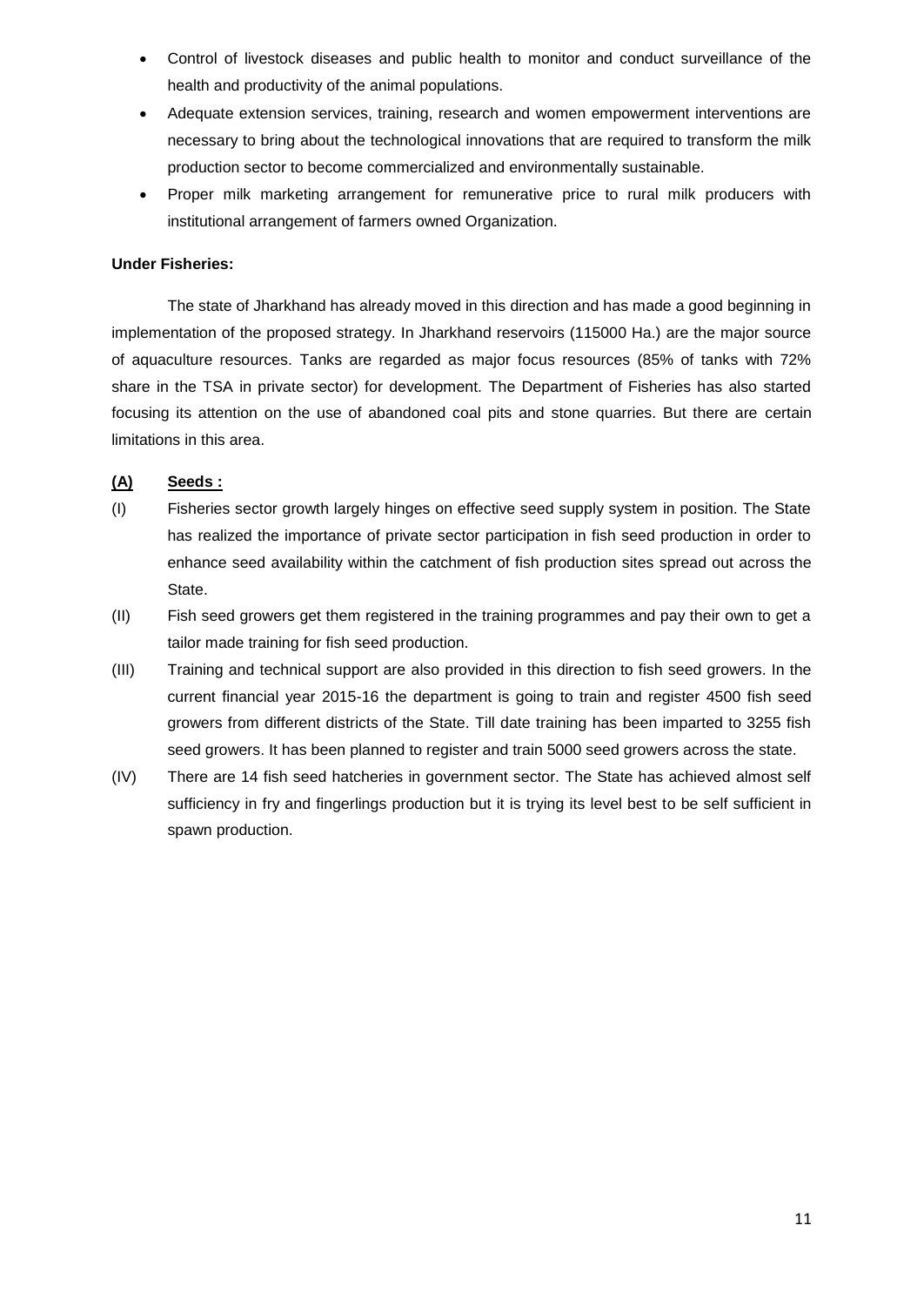- Control of livestock diseases and public health to monitor and conduct surveillance of the health and productivity of the animal populations.
- Adequate extension services, training, research and women empowerment interventions are necessary to bring about the technological innovations that are required to transform the milk production sector to become commercialized and environmentally sustainable.
- Proper milk marketing arrangement for remunerative price to rural milk producers with institutional arrangement of farmers owned Organization.

**Under Fisheries:**

The state of Jharkhand has already moved in this direction and has made a good beginning in implementation of the proposed strategy. In Jharkhand reservoirs (115000 Ha.) are the major source of aquaculture resources. Tanks are regarded as major focus resources (85% of tanks with 72% share in the TSA in private sector) for development. The Department of Fisheries has also started focusing its attention on the use of abandoned coal pits and stone quarries. But there are certain limitations in this area.

**(A) Seeds :**

(I) Fisheries sector growth largely hinges on effective seed supply system in position. The State has realized the importance of private sector participation in fish seed production in order to enhance seed availability within the catchment of fish production sites spread out across the State.

(II) Fish seed growers get them registered in the training programmes and pay their own to get a tailor made training for fish seed production.

(III) Training and technical support are also provided in this direction to fish seed growers. In the current financial year 2015-16 the department is going to train and register 4500 fish seed growers from different districts of the State. Till date training has been imparted to 3255 fish seed growers. It has been planned to register and train 5000 seed growers across the state.

(IV) There are 14 fish seed hatcheries in government sector. The State has achieved almost self sufficiency in fry and fingerlings production but it is trying its level best to be self sufficient in spawn production.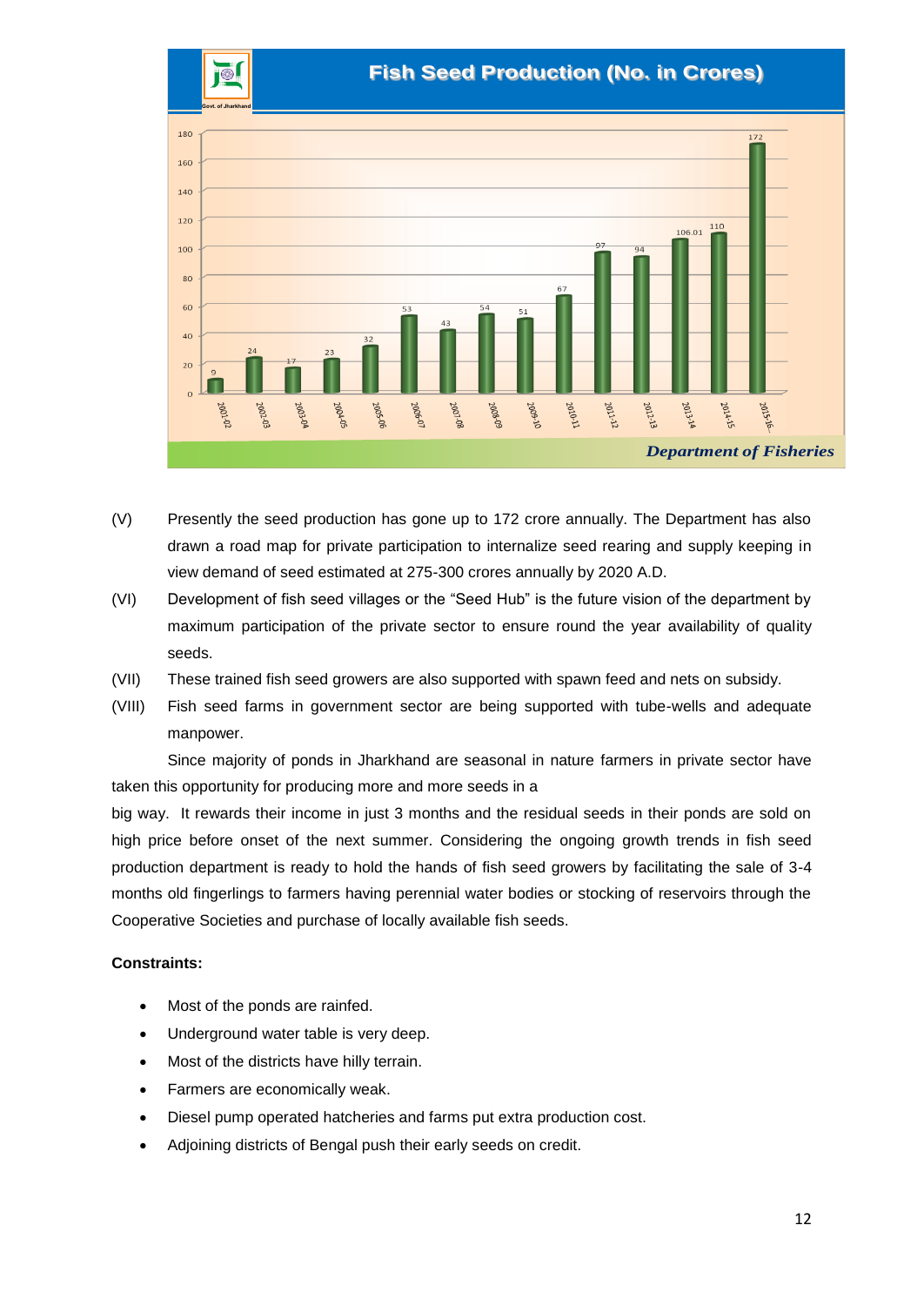## Fish Seed Production (No. in Crores)

| Year | Production |
|---|---|
| 2001-02 | 9 |
| 2002-03 | 24 |
| 2003-04 | 17 |
| 2004-05 | 23 |
| 2005-06 | 32 |
| 2006-07 | 53 |
| 2007-08 | 43 |
| 2008-09 | 54 |
| 2009-10 | 51 |
| 2010-11 | 67 |
| 2011-12 | 97 |
| 2012-13 | 94 |
| 2013-14 | 106.01 |
| 2014-15 | 110 |
| 2015-16 | 172 |

*Department of Fisheries*

(V) Presently the seed production has gone up to 172 crore annually. The Department has also drawn a road map for private participation to internalize seed rearing and supply keeping in view demand of seed estimated at 275-300 crores annually by 2020 A.D.

(VI) Development of fish seed villages or the "Seed Hub" is the future vision of the department by maximum participation of the private sector to ensure round the year availability of quality seeds.

(VII) These trained fish seed growers are also supported with spawn feed and nets on subsidy.

(VIII) Fish seed farms in government sector are being supported with tube-wells and adequate manpower.

Since majority of ponds in Jharkhand are seasonal in nature farmers in private sector have taken this opportunity for producing more and more seeds in a big way. It rewards their income in just 3 months and the residual seeds in their ponds are sold on high price before onset of the next summer. Considering the ongoing growth trends in fish seed production department is ready to hold the hands of fish seed growers by facilitating the sale of 3-4 months old fingerlings to farmers having perennial water bodies or stocking of reservoirs through the Cooperative Societies and purchase of locally available fish seeds.

**Constraints:**

- Most of the ponds are rainfed.
- Underground water table is very deep.
- Most of the districts have hilly terrain.
- Farmers are economically weak.
- Diesel pump operated hatcheries and farms put extra production cost.
- Adjoining districts of Bengal push their early seeds on credit.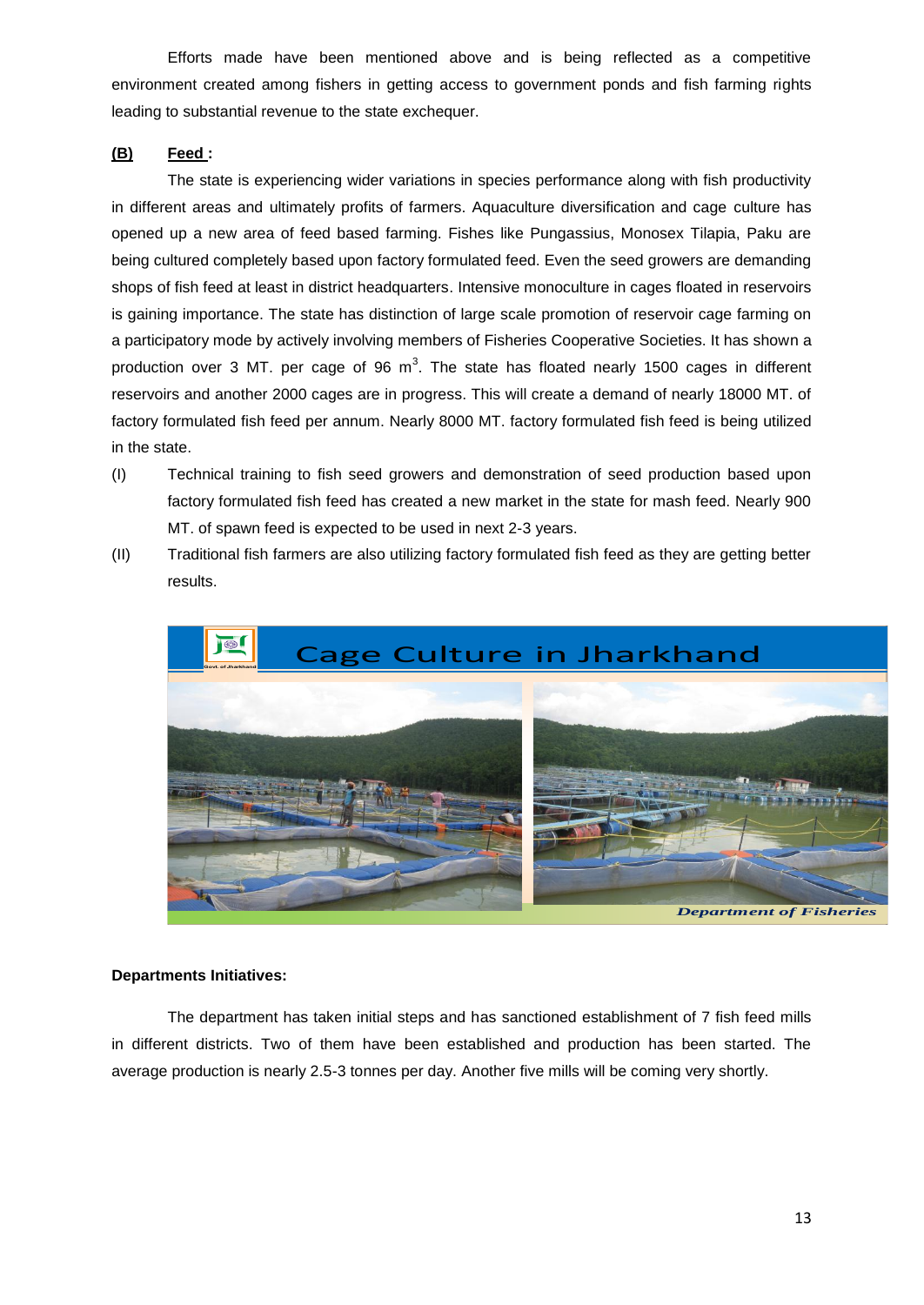Efforts made have been mentioned above and is being reflected as a competitive environment created among fishers in getting access to government ponds and fish farming rights leading to substantial revenue to the state exchequer.

**(B) Feed :**

The state is experiencing wider variations in species performance along with fish productivity in different areas and ultimately profits of farmers. Aquaculture diversification and cage culture has opened up a new area of feed based farming. Fishes like Pungassius, Monosex Tilapia, Paku are being cultured completely based upon factory formulated feed. Even the seed growers are demanding shops of fish feed at least in district headquarters. Intensive monoculture in cages floated in reservoirs is gaining importance. The state has distinction of large scale promotion of reservoir cage farming on a participatory mode by actively involving members of Fisheries Cooperative Societies. It has shown a production over 3 MT. per cage of 96 $m^3$. The state has floated nearly 1500 cages in different reservoirs and another 2000 cages are in progress. This will create a demand of nearly 18000 MT. of factory formulated fish feed per annum. Nearly 8000 MT. factory formulated fish feed is being utilized in the state.

(I) Technical training to fish seed growers and demonstration of seed production based upon factory formulated fish feed has created a new market in the state for mash feed. Nearly 900 MT. of spawn feed is expected to be used in next 2-3 years.

(II) Traditional fish farmers are also utilizing factory formulated fish feed as they are getting better results.

Cage Culture in Jharkhand

*Department of Fisheries*

**Departments Initiatives:**

The department has taken initial steps and has sanctioned establishment of 7 fish feed mills in different districts. Two of them have been established and production has been started. The average production is nearly 2.5-3 tonnes per day. Another five mills will be coming very shortly.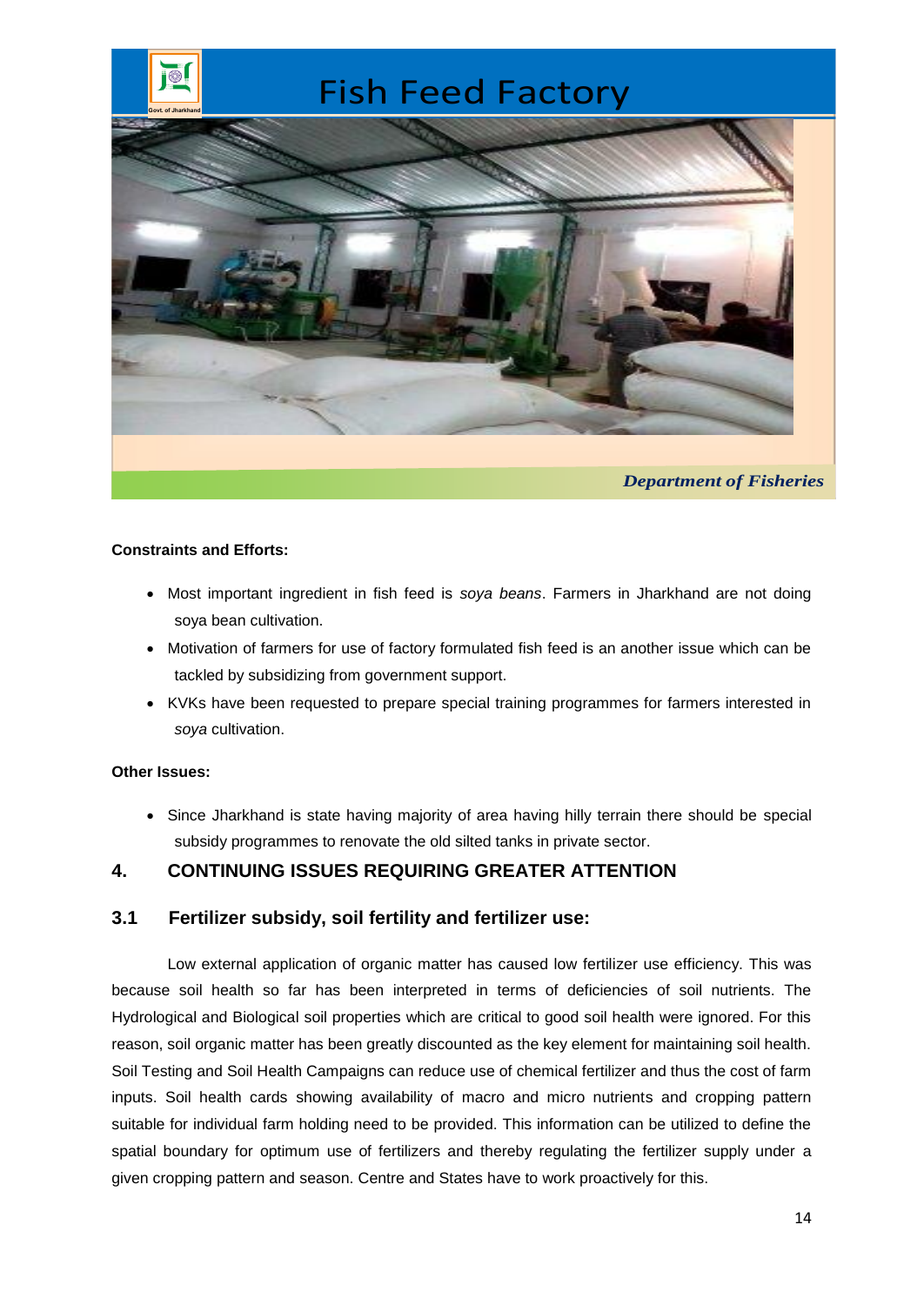# Fish Feed Factory

*Department of Fisheries*

**Constraints and Efforts:**

- Most important ingredient in fish feed is *soya beans*. Farmers in Jharkhand are not doing soya bean cultivation.
- Motivation of farmers for use of factory formulated fish feed is an another issue which can be tackled by subsidizing from government support.
- KVKs have been requested to prepare special training programmes for farmers interested in *soya* cultivation.

**Other Issues:**

- Since Jharkhand is state having majority of area having hilly terrain there should be special subsidy programmes to renovate the old silted tanks in private sector.

## 4. CONTINUING ISSUES REQUIRING GREATER ATTENTION

### 3.1 Fertilizer subsidy, soil fertility and fertilizer use:

Low external application of organic matter has caused low fertilizer use efficiency. This was because soil health so far has been interpreted in terms of deficiencies of soil nutrients. The Hydrological and Biological soil properties which are critical to good soil health were ignored. For this reason, soil organic matter has been greatly discounted as the key element for maintaining soil health. Soil Testing and Soil Health Campaigns can reduce use of chemical fertilizer and thus the cost of farm inputs. Soil health cards showing availability of macro and micro nutrients and cropping pattern suitable for individual farm holding need to be provided. This information can be utilized to define the spatial boundary for optimum use of fertilizers and thereby regulating the fertilizer supply under a given cropping pattern and season. Centre and States have to work proactively for this.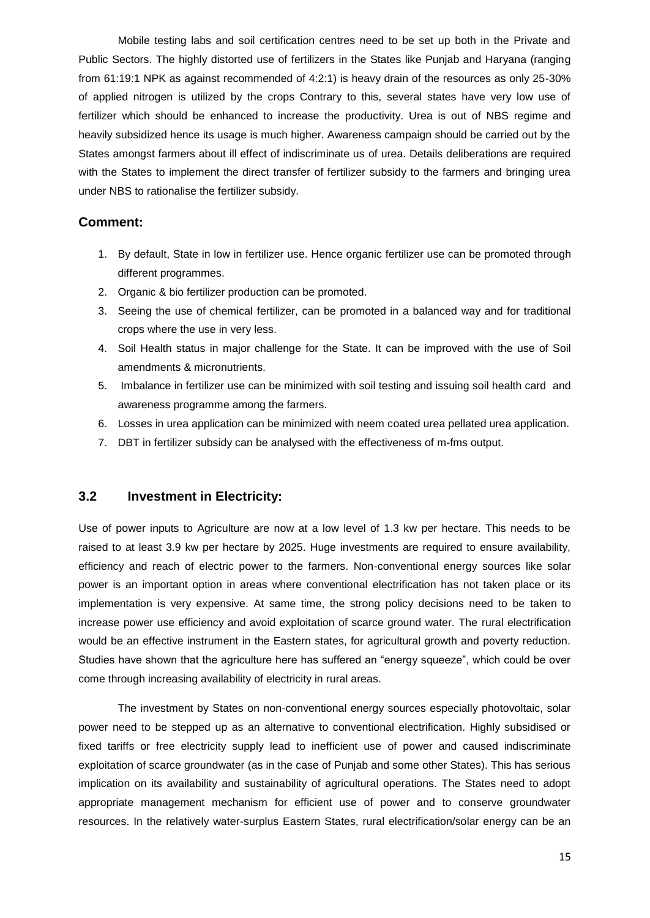Mobile testing labs and soil certification centres need to be set up both in the Private and Public Sectors. The highly distorted use of fertilizers in the States like Punjab and Haryana (ranging from 61:19:1 NPK as against recommended of 4:2:1) is heavy drain of the resources as only 25-30% of applied nitrogen is utilized by the crops Contrary to this, several states have very low use of fertilizer which should be enhanced to increase the productivity. Urea is out of NBS regime and heavily subsidized hence its usage is much higher. Awareness campaign should be carried out by the States amongst farmers about ill effect of indiscriminate us of urea. Details deliberations are required with the States to implement the direct transfer of fertilizer subsidy to the farmers and bringing urea under NBS to rationalise the fertilizer subsidy.

### Comment:

1. By default, State in low in fertilizer use. Hence organic fertilizer use can be promoted through different programmes.
2. Organic & bio fertilizer production can be promoted.
3. Seeing the use of chemical fertilizer, can be promoted in a balanced way and for traditional crops where the use in very less.
4. Soil Health status in major challenge for the State. It can be improved with the use of Soil amendments & micronutrients.
5. Imbalance in fertilizer use can be minimized with soil testing and issuing soil health card and awareness programme among the farmers.
6. Losses in urea application can be minimized with neem coated urea pellated urea application.
7. DBT in fertilizer subsidy can be analysed with the effectiveness of m-fms output.

## 3.2 Investment in Electricity:

Use of power inputs to Agriculture are now at a low level of 1.3 kw per hectare. This needs to be raised to at least 3.9 kw per hectare by 2025. Huge investments are required to ensure availability, efficiency and reach of electric power to the farmers. Non-conventional energy sources like solar power is an important option in areas where conventional electrification has not taken place or its implementation is very expensive. At same time, the strong policy decisions need to be taken to increase power use efficiency and avoid exploitation of scarce ground water. The rural electrification would be an effective instrument in the Eastern states, for agricultural growth and poverty reduction. Studies have shown that the agriculture here has suffered an "energy squeeze", which could be over come through increasing availability of electricity in rural areas.

The investment by States on non-conventional energy sources especially photovoltaic, solar power need to be stepped up as an alternative to conventional electrification. Highly subsidised or fixed tariffs or free electricity supply lead to inefficient use of power and caused indiscriminate exploitation of scarce groundwater (as in the case of Punjab and some other States). This has serious implication on its availability and sustainability of agricultural operations. The States need to adopt appropriate management mechanism for efficient use of power and to conserve groundwater resources. In the relatively water-surplus Eastern States, rural electrification/solar energy can be an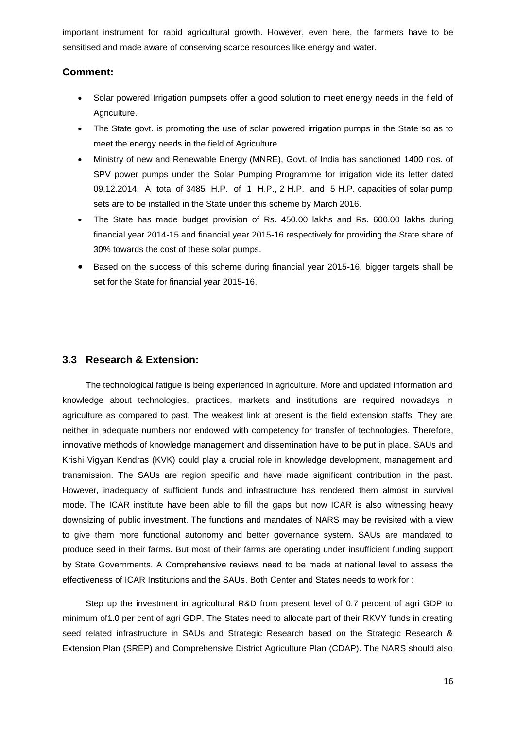important instrument for rapid agricultural growth. However, even here, the farmers have to be sensitised and made aware of conserving scarce resources like energy and water.

### Comment:

- Solar powered Irrigation pumpsets offer a good solution to meet energy needs in the field of Agriculture.
- The State govt. is promoting the use of solar powered irrigation pumps in the State so as to meet the energy needs in the field of Agriculture.
- Ministry of new and Renewable Energy (MNRE), Govt. of India has sanctioned 1400 nos. of SPV power pumps under the Solar Pumping Programme for irrigation vide its letter dated 09.12.2014. A total of 3485 H.P. of 1 H.P., 2 H.P. and 5 H.P. capacities of solar pump sets are to be installed in the State under this scheme by March 2016.
- The State has made budget provision of Rs. 450.00 lakhs and Rs. 600.00 lakhs during financial year 2014-15 and financial year 2015-16 respectively for providing the State share of 30% towards the cost of these solar pumps.
- Based on the success of this scheme during financial year 2015-16, bigger targets shall be set for the State for financial year 2015-16.

## 3.3 Research & Extension:

The technological fatigue is being experienced in agriculture. More and updated information and knowledge about technologies, practices, markets and institutions are required nowadays in agriculture as compared to past. The weakest link at present is the field extension staffs. They are neither in adequate numbers nor endowed with competency for transfer of technologies. Therefore, innovative methods of knowledge management and dissemination have to be put in place. SAUs and Krishi Vigyan Kendras (KVK) could play a crucial role in knowledge development, management and transmission. The SAUs are region specific and have made significant contribution in the past. However, inadequacy of sufficient funds and infrastructure has rendered them almost in survival mode. The ICAR institute have been able to fill the gaps but now ICAR is also witnessing heavy downsizing of public investment. The functions and mandates of NARS may be revisited with a view to give them more functional autonomy and better governance system. SAUs are mandated to produce seed in their farms. But most of their farms are operating under insufficient funding support by State Governments. A Comprehensive reviews need to be made at national level to assess the effectiveness of ICAR Institutions and the SAUs. Both Center and States needs to work for :

Step up the investment in agricultural R&D from present level of 0.7 percent of agri GDP to minimum of1.0 per cent of agri GDP. The States need to allocate part of their RKVY funds in creating seed related infrastructure in SAUs and Strategic Research based on the Strategic Research & Extension Plan (SREP) and Comprehensive District Agriculture Plan (CDAP). The NARS should also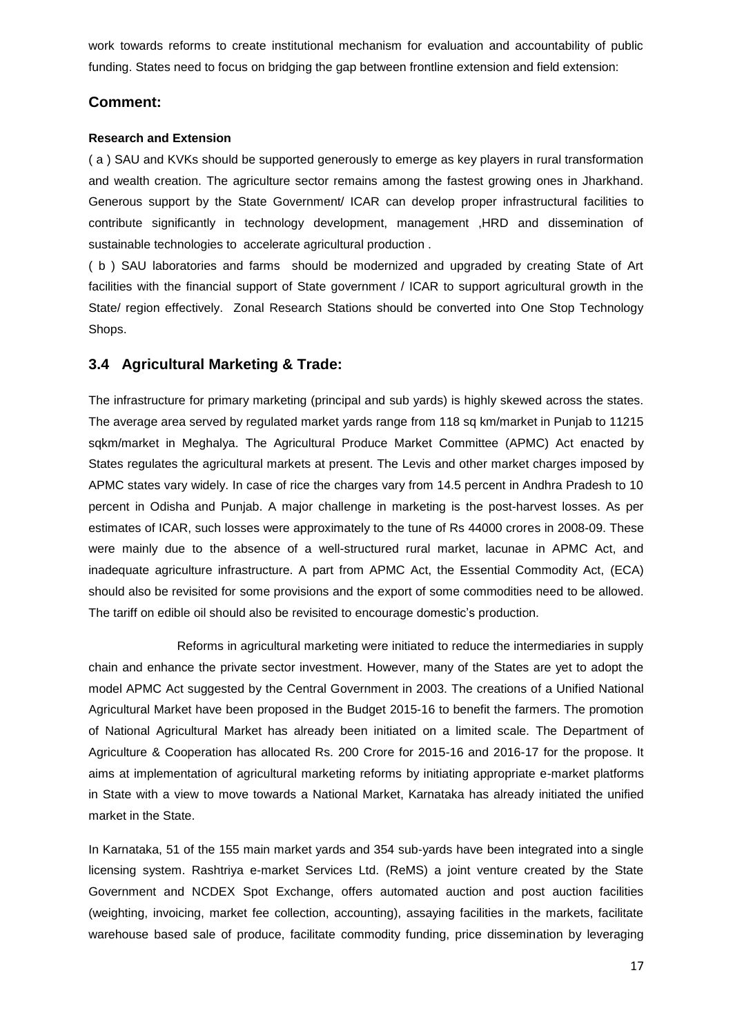work towards reforms to create institutional mechanism for evaluation and accountability of public funding. States need to focus on bridging the gap between frontline extension and field extension:

## Comment:

#### Research and Extension

( a ) SAU and KVKs should be supported generously to emerge as key players in rural transformation and wealth creation. The agriculture sector remains among the fastest growing ones in Jharkhand. Generous support by the State Government/ ICAR can develop proper infrastructural facilities to contribute significantly in technology development, management ,HRD and dissemination of sustainable technologies to accelerate agricultural production .

( b ) SAU laboratories and farms should be modernized and upgraded by creating State of Art facilities with the financial support of State government / ICAR to support agricultural growth in the State/ region effectively. Zonal Research Stations should be converted into One Stop Technology Shops.

## 3.4 Agricultural Marketing & Trade:

The infrastructure for primary marketing (principal and sub yards) is highly skewed across the states. The average area served by regulated market yards range from 118 sq km/market in Punjab to 11215 sqkm/market in Meghalya. The Agricultural Produce Market Committee (APMC) Act enacted by States regulates the agricultural markets at present. The Levis and other market charges imposed by APMC states vary widely. In case of rice the charges vary from 14.5 percent in Andhra Pradesh to 10 percent in Odisha and Punjab. A major challenge in marketing is the post-harvest losses. As per estimates of ICAR, such losses were approximately to the tune of Rs 44000 crores in 2008-09. These were mainly due to the absence of a well-structured rural market, lacunae in APMC Act, and inadequate agriculture infrastructure. A part from APMC Act, the Essential Commodity Act, (ECA) should also be revisited for some provisions and the export of some commodities need to be allowed. The tariff on edible oil should also be revisited to encourage domestic's production.

Reforms in agricultural marketing were initiated to reduce the intermediaries in supply chain and enhance the private sector investment. However, many of the States are yet to adopt the model APMC Act suggested by the Central Government in 2003. The creations of a Unified National Agricultural Market have been proposed in the Budget 2015-16 to benefit the farmers. The promotion of National Agricultural Market has already been initiated on a limited scale. The Department of Agriculture & Cooperation has allocated Rs. 200 Crore for 2015-16 and 2016-17 for the propose. It aims at implementation of agricultural marketing reforms by initiating appropriate e-market platforms in State with a view to move towards a National Market, Karnataka has already initiated the unified market in the State.

In Karnataka, 51 of the 155 main market yards and 354 sub-yards have been integrated into a single licensing system. Rashtriya e-market Services Ltd. (ReMS) a joint venture created by the State Government and NCDEX Spot Exchange, offers automated auction and post auction facilities (weighting, invoicing, market fee collection, accounting), assaying facilities in the markets, facilitate warehouse based sale of produce, facilitate commodity funding, price dissemination by leveraging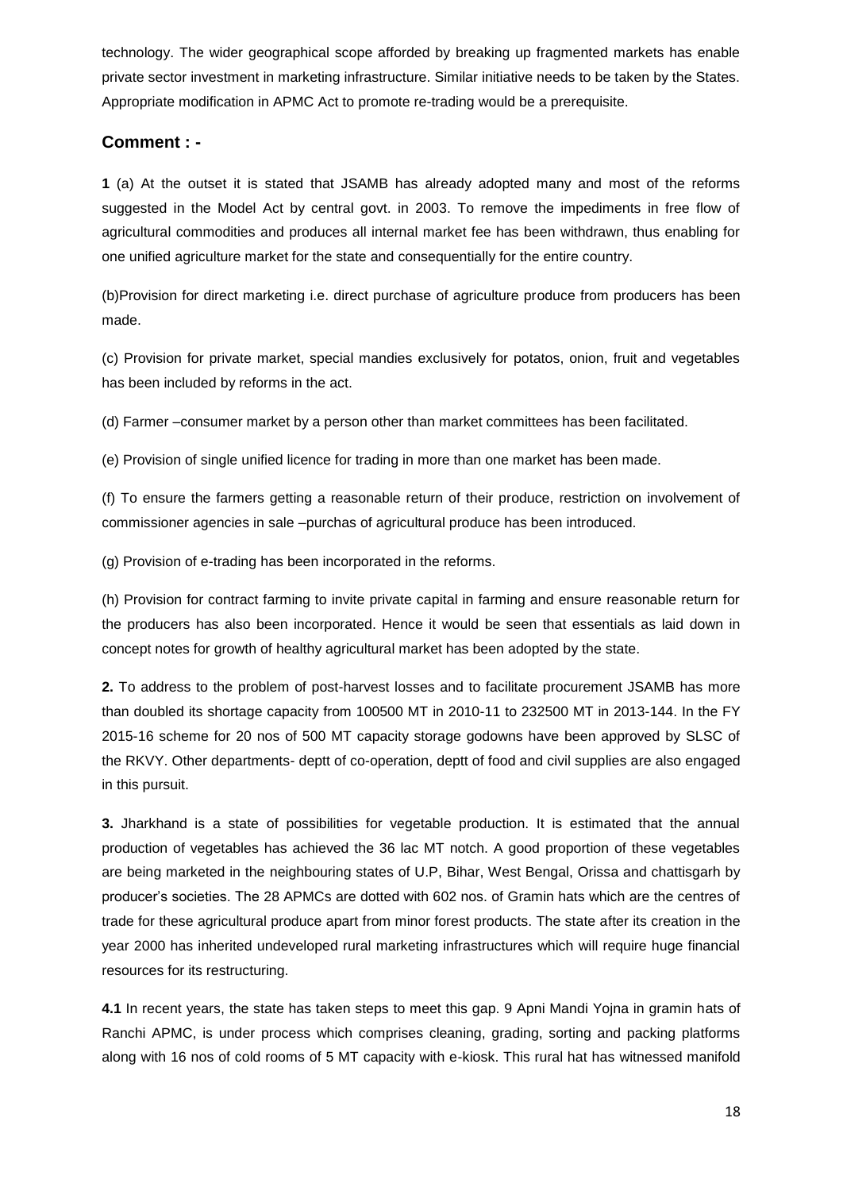technology. The wider geographical scope afforded by breaking up fragmented markets has enable private sector investment in marketing infrastructure. Similar initiative needs to be taken by the States. Appropriate modification in APMC Act to promote re-trading would be a prerequisite.

## Comment : -

**1** (a) At the outset it is stated that JSAMB has already adopted many and most of the reforms suggested in the Model Act by central govt. in 2003. To remove the impediments in free flow of agricultural commodities and produces all internal market fee has been withdrawn, thus enabling for one unified agriculture market for the state and consequentially for the entire country.

(b)Provision for direct marketing i.e. direct purchase of agriculture produce from producers has been made.

(c) Provision for private market, special mandies exclusively for potatos, onion, fruit and vegetables has been included by reforms in the act.

(d) Farmer –consumer market by a person other than market committees has been facilitated.

(e) Provision of single unified licence for trading in more than one market has been made.

(f) To ensure the farmers getting a reasonable return of their produce, restriction on involvement of commissioner agencies in sale –purchas of agricultural produce has been introduced.

(g) Provision of e-trading has been incorporated in the reforms.

(h) Provision for contract farming to invite private capital in farming and ensure reasonable return for the producers has also been incorporated. Hence it would be seen that essentials as laid down in concept notes for growth of healthy agricultural market has been adopted by the state.

**2.** To address to the problem of post-harvest losses and to facilitate procurement JSAMB has more than doubled its shortage capacity from 100500 MT in 2010-11 to 232500 MT in 2013-144. In the FY 2015-16 scheme for 20 nos of 500 MT capacity storage godowns have been approved by SLSC of the RKVY. Other departments- deptt of co-operation, deptt of food and civil supplies are also engaged in this pursuit.

**3.** Jharkhand is a state of possibilities for vegetable production. It is estimated that the annual production of vegetables has achieved the 36 lac MT notch. A good proportion of these vegetables are being marketed in the neighbouring states of U.P, Bihar, West Bengal, Orissa and chattisgarh by producer's societies. The 28 APMCs are dotted with 602 nos. of Gramin hats which are the centres of trade for these agricultural produce apart from minor forest products. The state after its creation in the year 2000 has inherited undeveloped rural marketing infrastructures which will require huge financial resources for its restructuring.

**4.1** In recent years, the state has taken steps to meet this gap. 9 Apni Mandi Yojna in gramin hats of Ranchi APMC, is under process which comprises cleaning, grading, sorting and packing platforms along with 16 nos of cold rooms of 5 MT capacity with e-kiosk. This rural hat has witnessed manifold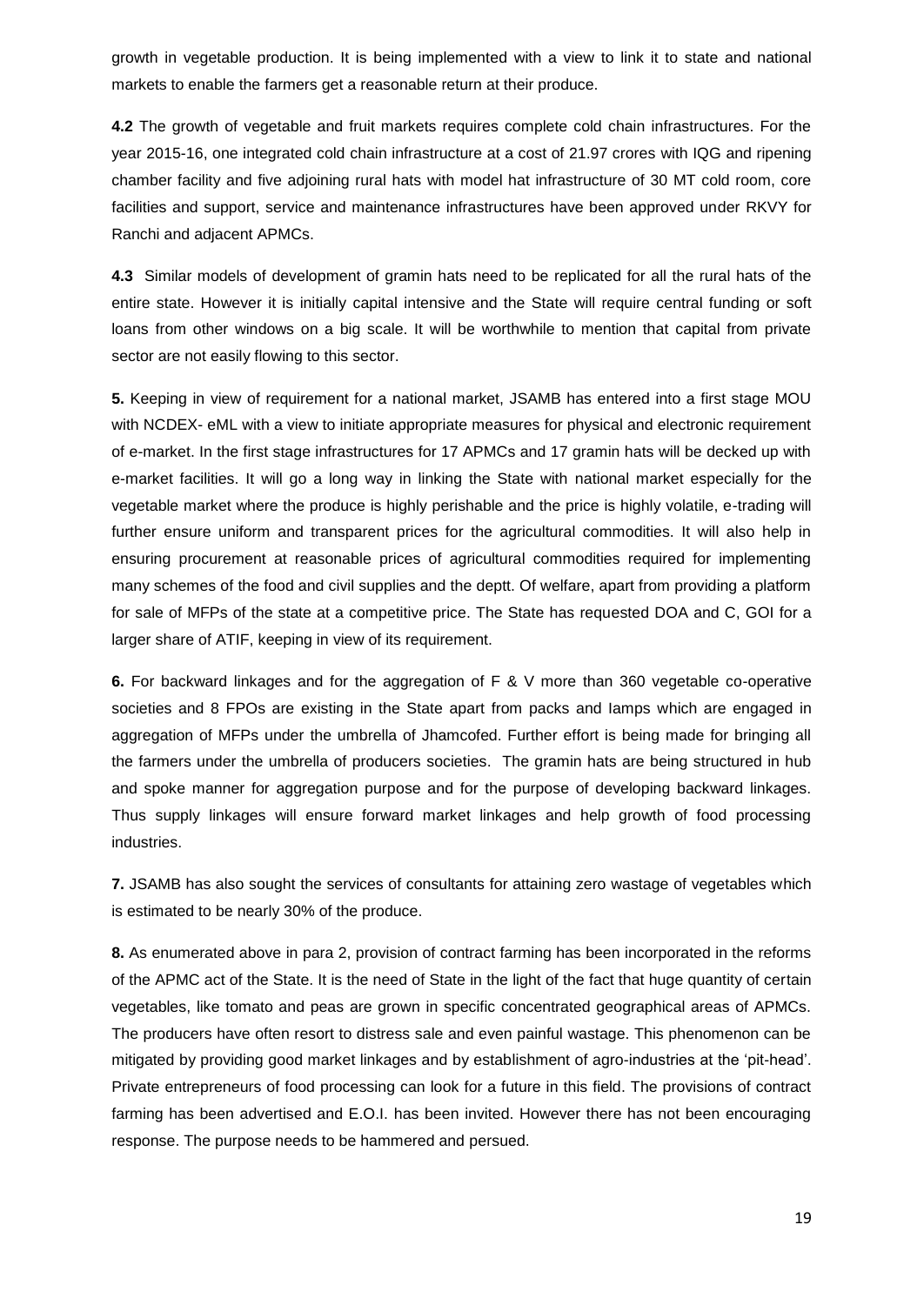growth in vegetable production. It is being implemented with a view to link it to state and national markets to enable the farmers get a reasonable return at their produce.

**4.2** The growth of vegetable and fruit markets requires complete cold chain infrastructures. For the year 2015-16, one integrated cold chain infrastructure at a cost of 21.97 crores with IQG and ripening chamber facility and five adjoining rural hats with model hat infrastructure of 30 MT cold room, core facilities and support, service and maintenance infrastructures have been approved under RKVY for Ranchi and adjacent APMCs.

**4.3** Similar models of development of gramin hats need to be replicated for all the rural hats of the entire state. However it is initially capital intensive and the State will require central funding or soft loans from other windows on a big scale. It will be worthwhile to mention that capital from private sector are not easily flowing to this sector.

**5.** Keeping in view of requirement for a national market, JSAMB has entered into a first stage MOU with NCDEX- eML with a view to initiate appropriate measures for physical and electronic requirement of e-market. In the first stage infrastructures for 17 APMCs and 17 gramin hats will be decked up with e-market facilities. It will go a long way in linking the State with national market especially for the vegetable market where the produce is highly perishable and the price is highly volatile, e-trading will further ensure uniform and transparent prices for the agricultural commodities. It will also help in ensuring procurement at reasonable prices of agricultural commodities required for implementing many schemes of the food and civil supplies and the deptt. Of welfare, apart from providing a platform for sale of MFPs of the state at a competitive price. The State has requested DOA and C, GOI for a larger share of ATIF, keeping in view of its requirement.

**6.** For backward linkages and for the aggregation of F & V more than 360 vegetable co-operative societies and 8 FPOs are existing in the State apart from packs and lamps which are engaged in aggregation of MFPs under the umbrella of Jhamcofed. Further effort is being made for bringing all the farmers under the umbrella of producers societies. The gramin hats are being structured in hub and spoke manner for aggregation purpose and for the purpose of developing backward linkages. Thus supply linkages will ensure forward market linkages and help growth of food processing industries.

**7.** JSAMB has also sought the services of consultants for attaining zero wastage of vegetables which is estimated to be nearly 30% of the produce.

**8.** As enumerated above in para 2, provision of contract farming has been incorporated in the reforms of the APMC act of the State. It is the need of State in the light of the fact that huge quantity of certain vegetables, like tomato and peas are grown in specific concentrated geographical areas of APMCs. The producers have often resort to distress sale and even painful wastage. This phenomenon can be mitigated by providing good market linkages and by establishment of agro-industries at the 'pit-head'. Private entrepreneurs of food processing can look for a future in this field. The provisions of contract farming has been advertised and E.O.I. has been invited. However there has not been encouraging response. The purpose needs to be hammered and persued.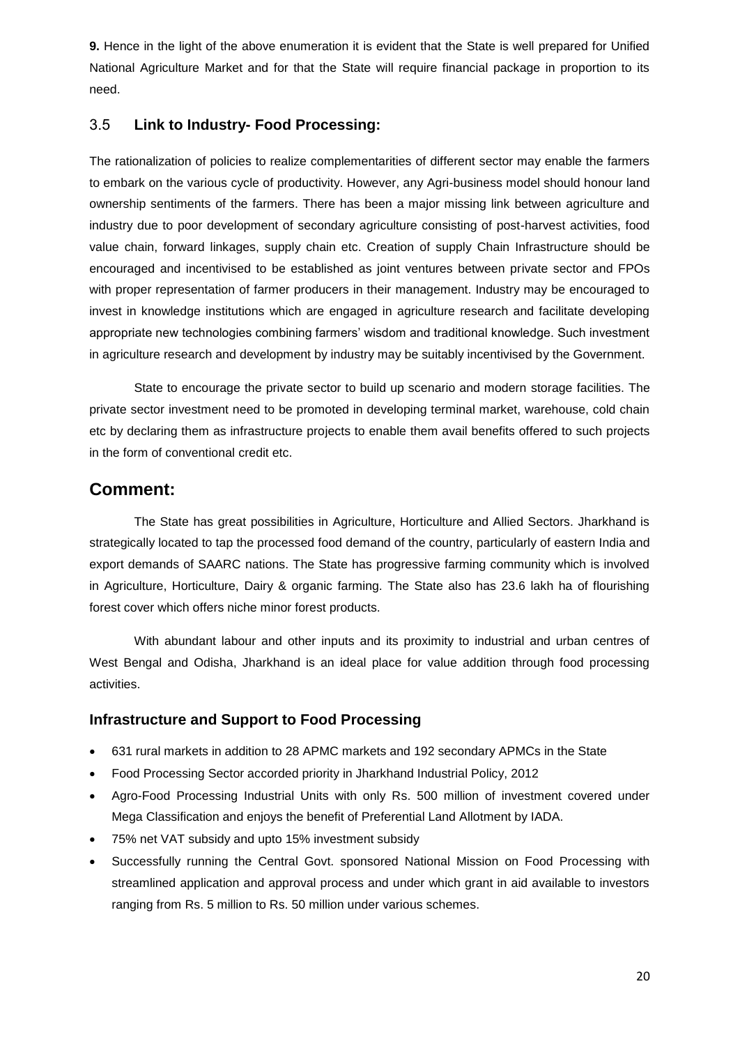**9.** Hence in the light of the above enumeration it is evident that the State is well prepared for Unified National Agriculture Market and for that the State will require financial package in proportion to its need.

### 3.5 Link to Industry- Food Processing:

The rationalization of policies to realize complementarities of different sector may enable the farmers to embark on the various cycle of productivity. However, any Agri-business model should honour land ownership sentiments of the farmers. There has been a major missing link between agriculture and industry due to poor development of secondary agriculture consisting of post-harvest activities, food value chain, forward linkages, supply chain etc. Creation of supply Chain Infrastructure should be encouraged and incentivised to be established as joint ventures between private sector and FPOs with proper representation of farmer producers in their management. Industry may be encouraged to invest in knowledge institutions which are engaged in agriculture research and facilitate developing appropriate new technologies combining farmers' wisdom and traditional knowledge. Such investment in agriculture research and development by industry may be suitably incentivised by the Government.

State to encourage the private sector to build up scenario and modern storage facilities. The private sector investment need to be promoted in developing terminal market, warehouse, cold chain etc by declaring them as infrastructure projects to enable them avail benefits offered to such projects in the form of conventional credit etc.

## Comment:

The State has great possibilities in Agriculture, Horticulture and Allied Sectors. Jharkhand is strategically located to tap the processed food demand of the country, particularly of eastern India and export demands of SAARC nations. The State has progressive farming community which is involved in Agriculture, Horticulture, Dairy & organic farming. The State also has 23.6 lakh ha of flourishing forest cover which offers niche minor forest products.

With abundant labour and other inputs and its proximity to industrial and urban centres of West Bengal and Odisha, Jharkhand is an ideal place for value addition through food processing activities.

### Infrastructure and Support to Food Processing

- 631 rural markets in addition to 28 APMC markets and 192 secondary APMCs in the State
- Food Processing Sector accorded priority in Jharkhand Industrial Policy, 2012
- Agro-Food Processing Industrial Units with only Rs. 500 million of investment covered under Mega Classification and enjoys the benefit of Preferential Land Allotment by IADA.
- 75% net VAT subsidy and upto 15% investment subsidy
- Successfully running the Central Govt. sponsored National Mission on Food Processing with streamlined application and approval process and under which grant in aid available to investors ranging from Rs. 5 million to Rs. 50 million under various schemes.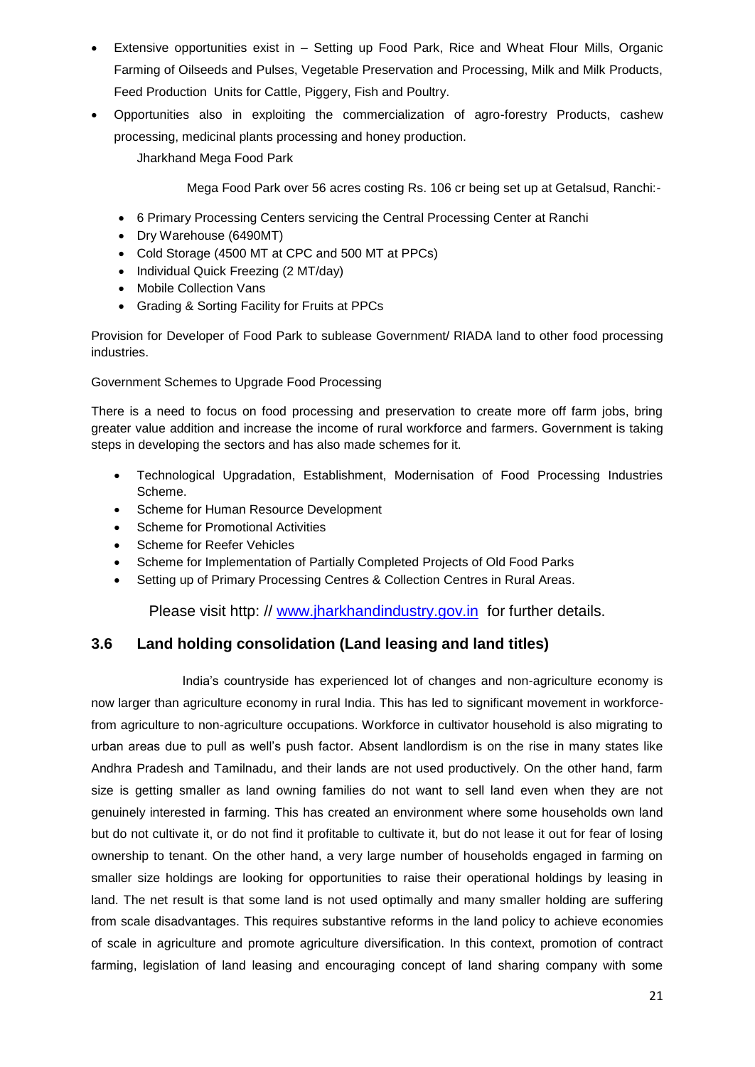- Extensive opportunities exist in – Setting up Food Park, Rice and Wheat Flour Mills, Organic Farming of Oilseeds and Pulses, Vegetable Preservation and Processing, Milk and Milk Products, Feed Production Units for Cattle, Piggery, Fish and Poultry.
- Opportunities also in exploiting the commercialization of agro-forestry Products, cashew processing, medicinal plants processing and honey production.

Jharkhand Mega Food Park

Mega Food Park over 56 acres costing Rs. 106 cr being set up at Getalsud, Ranchi:-

- 6 Primary Processing Centers servicing the Central Processing Center at Ranchi
- Dry Warehouse (6490MT)
- Cold Storage (4500 MT at CPC and 500 MT at PPCs)
- Individual Quick Freezing (2 MT/day)
- Mobile Collection Vans
- Grading & Sorting Facility for Fruits at PPCs

Provision for Developer of Food Park to sublease Government/ RIADA land to other food processing industries.

Government Schemes to Upgrade Food Processing

There is a need to focus on food processing and preservation to create more off farm jobs, bring greater value addition and increase the income of rural workforce and farmers. Government is taking steps in developing the sectors and has also made schemes for it.

- Technological Upgradation, Establishment, Modernisation of Food Processing Industries Scheme.
- Scheme for Human Resource Development
- Scheme for Promotional Activities
- Scheme for Reefer Vehicles
- Scheme for Implementation of Partially Completed Projects of Old Food Parks
- Setting up of Primary Processing Centres & Collection Centres in Rural Areas.

Please visit http: // www.jharkhandindustry.gov.in for further details.

## 3.6 Land holding consolidation (Land leasing and land titles)

India's countryside has experienced lot of changes and non-agriculture economy is now larger than agriculture economy in rural India. This has led to significant movement in workforce-from agriculture to non-agriculture occupations. Workforce in cultivator household is also migrating to urban areas due to pull as well's push factor. Absent landlordism is on the rise in many states like Andhra Pradesh and Tamilnadu, and their lands are not used productively. On the other hand, farm size is getting smaller as land owning families do not want to sell land even when they are not genuinely interested in farming. This has created an environment where some households own land but do not cultivate it, or do not find it profitable to cultivate it, but do not lease it out for fear of losing ownership to tenant. On the other hand, a very large number of households engaged in farming on smaller size holdings are looking for opportunities to raise their operational holdings by leasing in land. The net result is that some land is not used optimally and many smaller holding are suffering from scale disadvantages. This requires substantive reforms in the land policy to achieve economies of scale in agriculture and promote agriculture diversification. In this context, promotion of contract farming, legislation of land leasing and encouraging concept of land sharing company with some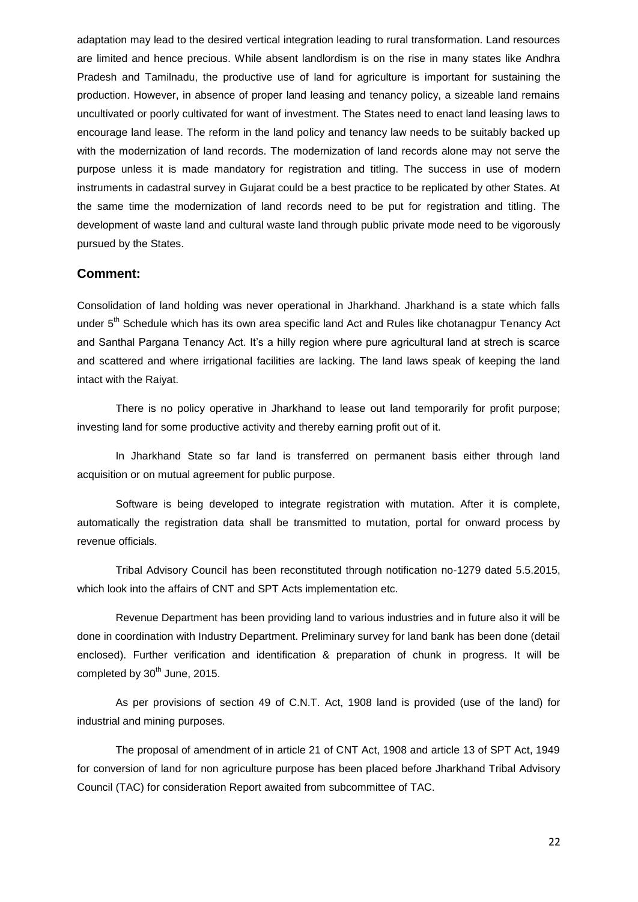adaptation may lead to the desired vertical integration leading to rural transformation. Land resources are limited and hence precious. While absent landlordism is on the rise in many states like Andhra Pradesh and Tamilnadu, the productive use of land for agriculture is important for sustaining the production. However, in absence of proper land leasing and tenancy policy, a sizeable land remains uncultivated or poorly cultivated for want of investment. The States need to enact land leasing laws to encourage land lease. The reform in the land policy and tenancy law needs to be suitably backed up with the modernization of land records. The modernization of land records alone may not serve the purpose unless it is made mandatory for registration and titling. The success in use of modern instruments in cadastral survey in Gujarat could be a best practice to be replicated by other States. At the same time the modernization of land records need to be put for registration and titling. The development of waste land and cultural waste land through public private mode need to be vigorously pursued by the States.

## Comment:

Consolidation of land holding was never operational in Jharkhand. Jharkhand is a state which falls under 5th Schedule which has its own area specific land Act and Rules like chotanagpur Tenancy Act and Santhal Pargana Tenancy Act. It's a hilly region where pure agricultural land at strech is scarce and scattered and where irrigational facilities are lacking. The land laws speak of keeping the land intact with the Raiyat.

There is no policy operative in Jharkhand to lease out land temporarily for profit purpose; investing land for some productive activity and thereby earning profit out of it.

In Jharkhand State so far land is transferred on permanent basis either through land acquisition or on mutual agreement for public purpose.

Software is being developed to integrate registration with mutation. After it is complete, automatically the registration data shall be transmitted to mutation, portal for onward process by revenue officials.

Tribal Advisory Council has been reconstituted through notification no-1279 dated 5.5.2015, which look into the affairs of CNT and SPT Acts implementation etc.

Revenue Department has been providing land to various industries and in future also it will be done in coordination with Industry Department. Preliminary survey for land bank has been done (detail enclosed). Further verification and identification & preparation of chunk in progress. It will be completed by 30th June, 2015.

As per provisions of section 49 of C.N.T. Act, 1908 land is provided (use of the land) for industrial and mining purposes.

The proposal of amendment of in article 21 of CNT Act, 1908 and article 13 of SPT Act, 1949 for conversion of land for non agriculture purpose has been placed before Jharkhand Tribal Advisory Council (TAC) for consideration Report awaited from subcommittee of TAC.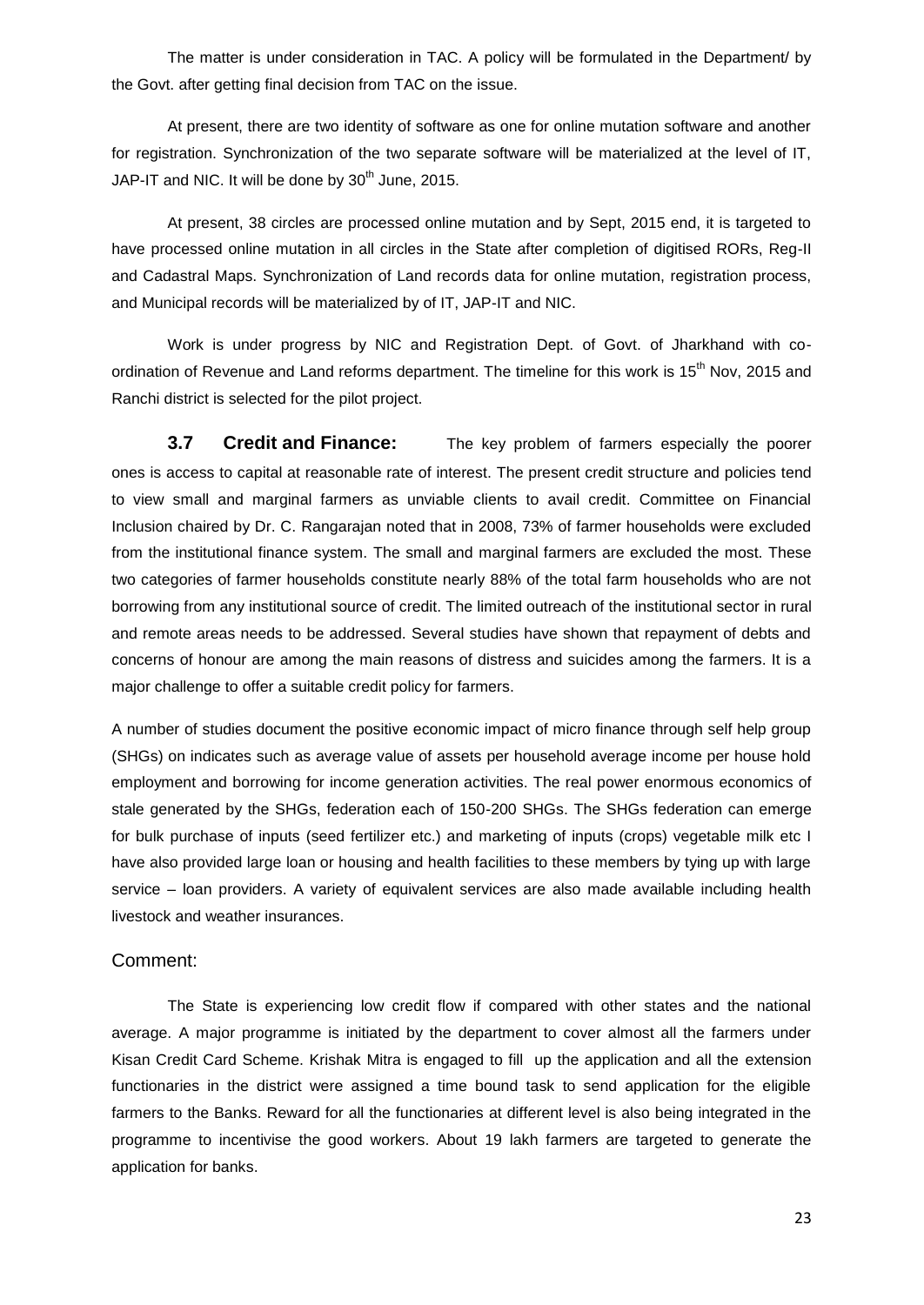The matter is under consideration in TAC. A policy will be formulated in the Department/ by the Govt. after getting final decision from TAC on the issue.

At present, there are two identity of software as one for online mutation software and another for registration. Synchronization of the two separate software will be materialized at the level of IT, JAP-IT and NIC. It will be done by 30th June, 2015.

At present, 38 circles are processed online mutation and by Sept, 2015 end, it is targeted to have processed online mutation in all circles in the State after completion of digitised RORs, Reg-II and Cadastral Maps. Synchronization of Land records data for online mutation, registration process, and Municipal records will be materialized by of IT, JAP-IT and NIC.

Work is under progress by NIC and Registration Dept. of Govt. of Jharkhand with co-ordination of Revenue and Land reforms department. The timeline for this work is 15th Nov, 2015 and Ranchi district is selected for the pilot project.

**3.7 Credit and Finance:** The key problem of farmers especially the poorer ones is access to capital at reasonable rate of interest. The present credit structure and policies tend to view small and marginal farmers as unviable clients to avail credit. Committee on Financial Inclusion chaired by Dr. C. Rangarajan noted that in 2008, 73% of farmer households were excluded from the institutional finance system. The small and marginal farmers are excluded the most. These two categories of farmer households constitute nearly 88% of the total farm households who are not borrowing from any institutional source of credit. The limited outreach of the institutional sector in rural and remote areas needs to be addressed. Several studies have shown that repayment of debts and concerns of honour are among the main reasons of distress and suicides among the farmers. It is a major challenge to offer a suitable credit policy for farmers.

A number of studies document the positive economic impact of micro finance through self help group (SHGs) on indicates such as average value of assets per household average income per house hold employment and borrowing for income generation activities. The real power enormous economics of stale generated by the SHGs, federation each of 150-200 SHGs. The SHGs federation can emerge for bulk purchase of inputs (seed fertilizer etc.) and marketing of inputs (crops) vegetable milk etc I have also provided large loan or housing and health facilities to these members by tying up with large service – loan providers. A variety of equivalent services are also made available including health livestock and weather insurances.

## Comment:

The State is experiencing low credit flow if compared with other states and the national average. A major programme is initiated by the department to cover almost all the farmers under Kisan Credit Card Scheme. Krishak Mitra is engaged to fill up the application and all the extension functionaries in the district were assigned a time bound task to send application for the eligible farmers to the Banks. Reward for all the functionaries at different level is also being integrated in the programme to incentivise the good workers. About 19 lakh farmers are targeted to generate the application for banks.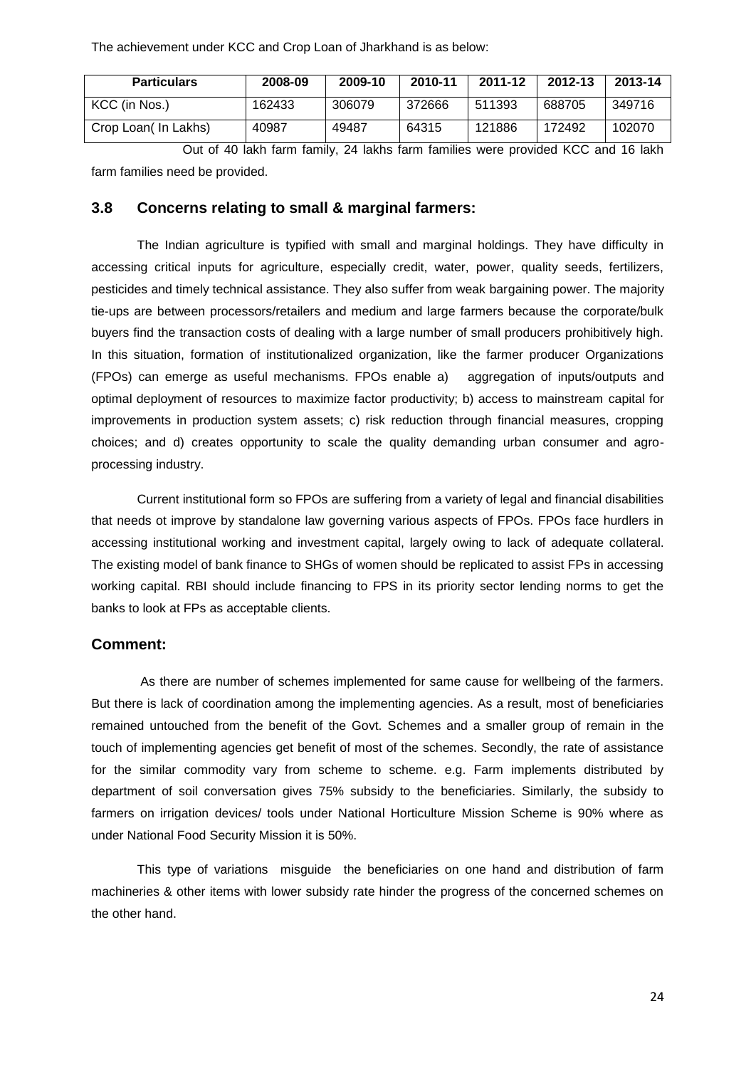The achievement under KCC and Crop Loan of Jharkhand is as below:

| Particulars | 2008-09 | 2009-10 | 2010-11 | 2011-12 | 2012-13 | 2013-14 |
|---|---|---|---|---|---|---|
| KCC (in Nos.) | 162433 | 306079 | 372666 | 511393 | 688705 | 349716 |
| Crop Loan( In Lakhs) | 40987 | 49487 | 64315 | 121886 | 172492 | 102070 |

Out of 40 lakh farm family, 24 lakhs farm families were provided KCC and 16 lakh farm families need be provided.

### 3.8 Concerns relating to small & marginal farmers:

The Indian agriculture is typified with small and marginal holdings. They have difficulty in accessing critical inputs for agriculture, especially credit, water, power, quality seeds, fertilizers, pesticides and timely technical assistance. They also suffer from weak bargaining power. The majority tie-ups are between processors/retailers and medium and large farmers because the corporate/bulk buyers find the transaction costs of dealing with a large number of small producers prohibitively high. In this situation, formation of institutionalized organization, like the farmer producer Organizations (FPOs) can emerge as useful mechanisms. FPOs enable a) aggregation of inputs/outputs and optimal deployment of resources to maximize factor productivity; b) access to mainstream capital for improvements in production system assets; c) risk reduction through financial measures, cropping choices; and d) creates opportunity to scale the quality demanding urban consumer and agro-processing industry.

Current institutional form so FPOs are suffering from a variety of legal and financial disabilities that needs ot improve by standalone law governing various aspects of FPOs. FPOs face hurdlers in accessing institutional working and investment capital, largely owing to lack of adequate collateral. The existing model of bank finance to SHGs of women should be replicated to assist FPs in accessing working capital. RBI should include financing to FPS in its priority sector lending norms to get the banks to look at FPs as acceptable clients.

### Comment:

As there are number of schemes implemented for same cause for wellbeing of the farmers. But there is lack of coordination among the implementing agencies. As a result, most of beneficiaries remained untouched from the benefit of the Govt. Schemes and a smaller group of remain in the touch of implementing agencies get benefit of most of the schemes. Secondly, the rate of assistance for the similar commodity vary from scheme to scheme. e.g. Farm implements distributed by department of soil conversation gives 75% subsidy to the beneficiaries. Similarly, the subsidy to farmers on irrigation devices/ tools under National Horticulture Mission Scheme is 90% where as under National Food Security Mission it is 50%.

This type of variations misguide the beneficiaries on one hand and distribution of farm machineries & other items with lower subsidy rate hinder the progress of the concerned schemes on the other hand.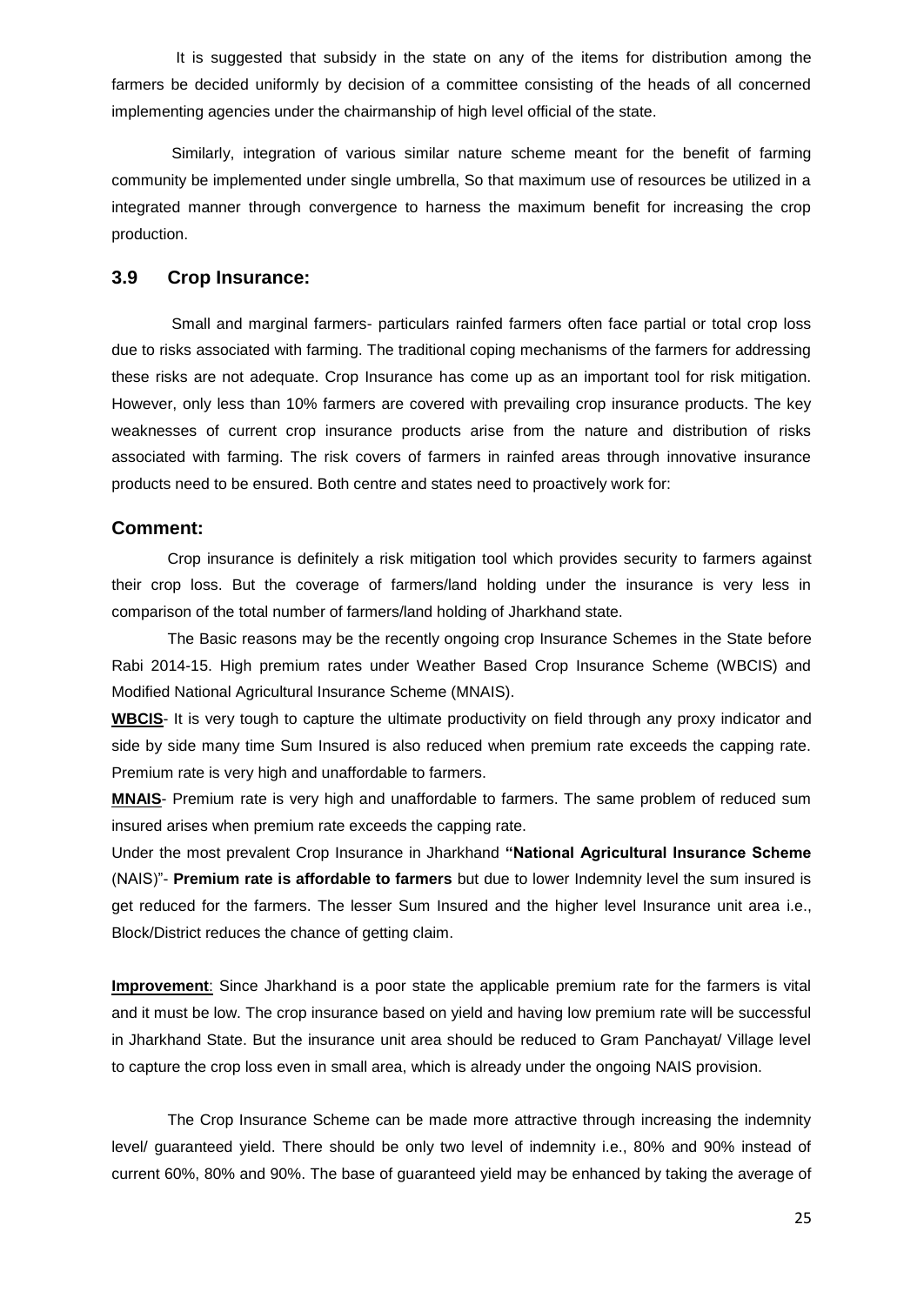It is suggested that subsidy in the state on any of the items for distribution among the farmers be decided uniformly by decision of a committee consisting of the heads of all concerned implementing agencies under the chairmanship of high level official of the state.

Similarly, integration of various similar nature scheme meant for the benefit of farming community be implemented under single umbrella, So that maximum use of resources be utilized in a integrated manner through convergence to harness the maximum benefit for increasing the crop production.

### 3.9 Crop Insurance:

Small and marginal farmers- particulars rainfed farmers often face partial or total crop loss due to risks associated with farming. The traditional coping mechanisms of the farmers for addressing these risks are not adequate. Crop Insurance has come up as an important tool for risk mitigation. However, only less than 10% farmers are covered with prevailing crop insurance products. The key weaknesses of current crop insurance products arise from the nature and distribution of risks associated with farming. The risk covers of farmers in rainfed areas through innovative insurance products need to be ensured. Both centre and states need to proactively work for:

### Comment:

Crop insurance is definitely a risk mitigation tool which provides security to farmers against their crop loss. But the coverage of farmers/land holding under the insurance is very less in comparison of the total number of farmers/land holding of Jharkhand state.

The Basic reasons may be the recently ongoing crop Insurance Schemes in the State before Rabi 2014-15. High premium rates under Weather Based Crop Insurance Scheme (WBCIS) and Modified National Agricultural Insurance Scheme (MNAIS).

**WBCIS**- It is very tough to capture the ultimate productivity on field through any proxy indicator and side by side many time Sum Insured is also reduced when premium rate exceeds the capping rate. Premium rate is very high and unaffordable to farmers.

**MNAIS**- Premium rate is very high and unaffordable to farmers. The same problem of reduced sum insured arises when premium rate exceeds the capping rate.

Under the most prevalent Crop Insurance in Jharkhand **"National Agricultural Insurance Scheme** (NAIS)"- **Premium rate is affordable to farmers** but due to lower Indemnity level the sum insured is get reduced for the farmers. The lesser Sum Insured and the higher level Insurance unit area i.e., Block/District reduces the chance of getting claim.

**Improvement**: Since Jharkhand is a poor state the applicable premium rate for the farmers is vital and it must be low. The crop insurance based on yield and having low premium rate will be successful in Jharkhand State. But the insurance unit area should be reduced to Gram Panchayat/ Village level to capture the crop loss even in small area, which is already under the ongoing NAIS provision.

The Crop Insurance Scheme can be made more attractive through increasing the indemnity level/ guaranteed yield. There should be only two level of indemnity i.e., 80% and 90% instead of current 60%, 80% and 90%. The base of guaranteed yield may be enhanced by taking the average of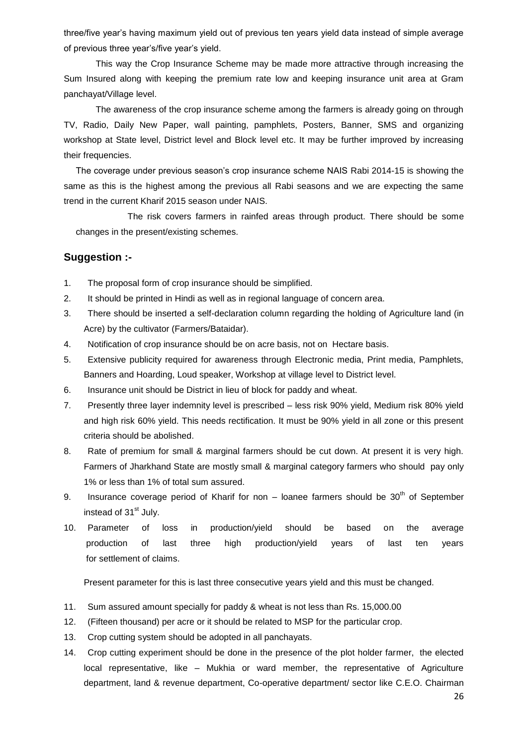three/five year's having maximum yield out of previous ten years yield data instead of simple average of previous three year's/five year's yield.

This way the Crop Insurance Scheme may be made more attractive through increasing the Sum Insured along with keeping the premium rate low and keeping insurance unit area at Gram panchayat/Village level.

The awareness of the crop insurance scheme among the farmers is already going on through TV, Radio, Daily New Paper, wall painting, pamphlets, Posters, Banner, SMS and organizing workshop at State level, District level and Block level etc. It may be further improved by increasing their frequencies.

The coverage under previous season's crop insurance scheme NAIS Rabi 2014-15 is showing the same as this is the highest among the previous all Rabi seasons and we are expecting the same trend in the current Kharif 2015 season under NAIS.

The risk covers farmers in rainfed areas through product. There should be some changes in the present/existing schemes.

## Suggestion :-

1. The proposal form of crop insurance should be simplified.
2. It should be printed in Hindi as well as in regional language of concern area.
3. There should be inserted a self-declaration column regarding the holding of Agriculture land (in Acre) by the cultivator (Farmers/Bataidar).
4. Notification of crop insurance should be on acre basis, not on Hectare basis.
5. Extensive publicity required for awareness through Electronic media, Print media, Pamphlets, Banners and Hoarding, Loud speaker, Workshop at village level to District level.
6. Insurance unit should be District in lieu of block for paddy and wheat.
7. Presently three layer indemnity level is prescribed – less risk 90% yield, Medium risk 80% yield and high risk 60% yield. This needs rectification. It must be 90% yield in all zone or this present criteria should be abolished.
8. Rate of premium for small & marginal farmers should be cut down. At present it is very high. Farmers of Jharkhand State are mostly small & marginal category farmers who should pay only 1% or less than 1% of total sum assured.
9. Insurance coverage period of Kharif for non – loanee farmers should be 30th of September instead of 31st July.
10. Parameter of loss in production/yield should be based on the average production of last three high production/yield years of last ten years for settlement of claims.

    Present parameter for this is last three consecutive years yield and this must be changed.

11. Sum assured amount specially for paddy & wheat is not less than Rs. 15,000.00
12. (Fifteen thousand) per acre or it should be related to MSP for the particular crop.
13. Crop cutting system should be adopted in all panchayats.
14. Crop cutting experiment should be done in the presence of the plot holder farmer, the elected local representative, like – Mukhia or ward member, the representative of Agriculture department, land & revenue department, Co-operative department/ sector like C.E.O. Chairman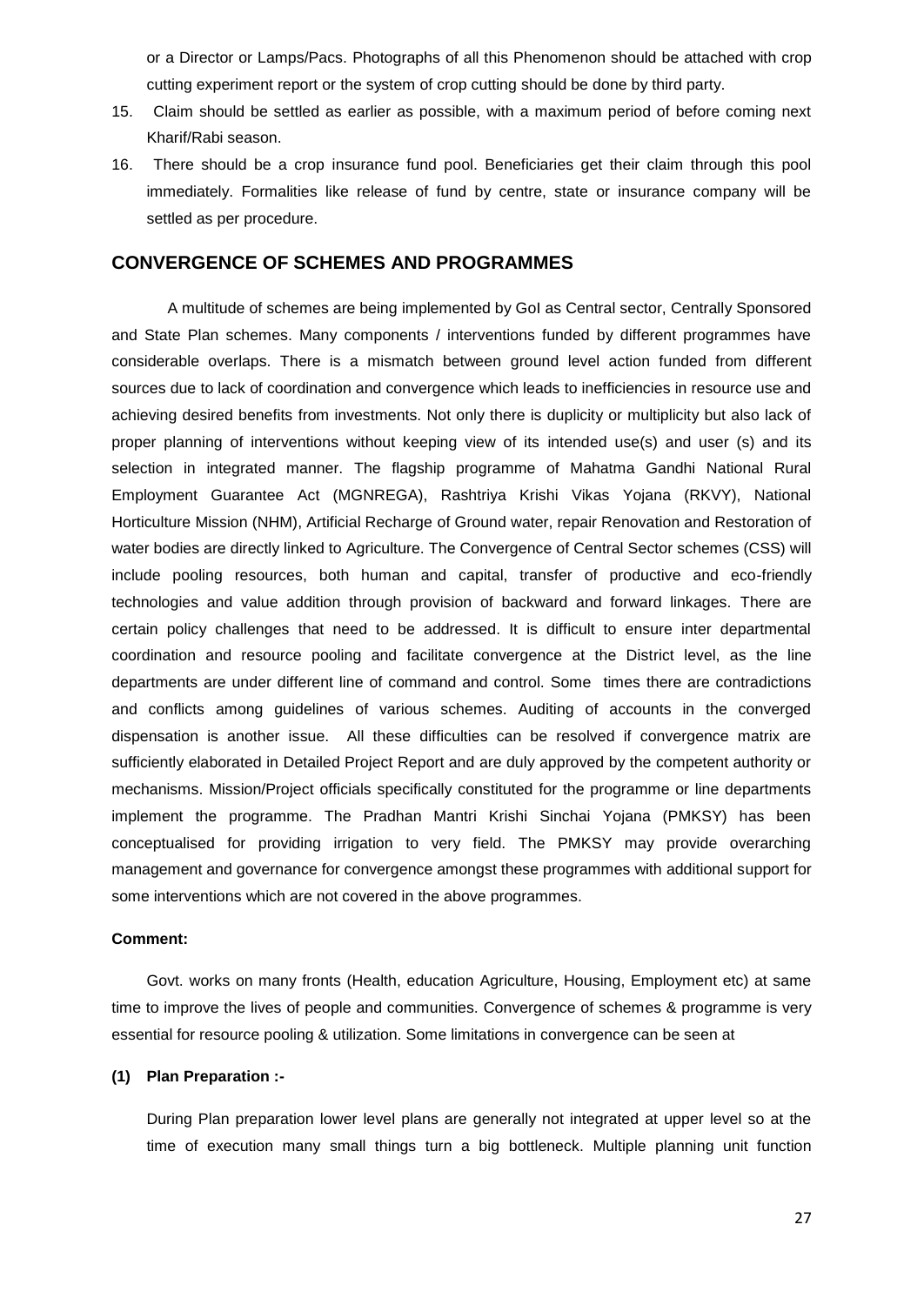or a Director or Lamps/Pacs. Photographs of all this Phenomenon should be attached with crop cutting experiment report or the system of crop cutting should be done by third party.

15. Claim should be settled as earlier as possible, with a maximum period of before coming next Kharif/Rabi season.
16. There should be a crop insurance fund pool. Beneficiaries get their claim through this pool immediately. Formalities like release of fund by centre, state or insurance company will be settled as per procedure.

## CONVERGENCE OF SCHEMES AND PROGRAMMES

A multitude of schemes are being implemented by GoI as Central sector, Centrally Sponsored and State Plan schemes. Many components / interventions funded by different programmes have considerable overlaps. There is a mismatch between ground level action funded from different sources due to lack of coordination and convergence which leads to inefficiencies in resource use and achieving desired benefits from investments. Not only there is duplicity or multiplicity but also lack of proper planning of interventions without keeping view of its intended use(s) and user (s) and its selection in integrated manner. The flagship programme of Mahatma Gandhi National Rural Employment Guarantee Act (MGNREGA), Rashtriya Krishi Vikas Yojana (RKVY), National Horticulture Mission (NHM), Artificial Recharge of Ground water, repair Renovation and Restoration of water bodies are directly linked to Agriculture. The Convergence of Central Sector schemes (CSS) will include pooling resources, both human and capital, transfer of productive and eco-friendly technologies and value addition through provision of backward and forward linkages. There are certain policy challenges that need to be addressed. It is difficult to ensure inter departmental coordination and resource pooling and facilitate convergence at the District level, as the line departments are under different line of command and control. Some times there are contradictions and conflicts among guidelines of various schemes. Auditing of accounts in the converged dispensation is another issue. All these difficulties can be resolved if convergence matrix are sufficiently elaborated in Detailed Project Report and are duly approved by the competent authority or mechanisms. Mission/Project officials specifically constituted for the programme or line departments implement the programme. The Pradhan Mantri Krishi Sinchai Yojana (PMKSY) has been conceptualised for providing irrigation to very field. The PMKSY may provide overarching management and governance for convergence amongst these programmes with additional support for some interventions which are not covered in the above programmes.

**Comment:**

Govt. works on many fronts (Health, education Agriculture, Housing, Employment etc) at same time to improve the lives of people and communities. Convergence of schemes & programme is very essential for resource pooling & utilization. Some limitations in convergence can be seen at

**(1) Plan Preparation :-**

During Plan preparation lower level plans are generally not integrated at upper level so at the time of execution many small things turn a big bottleneck. Multiple planning unit function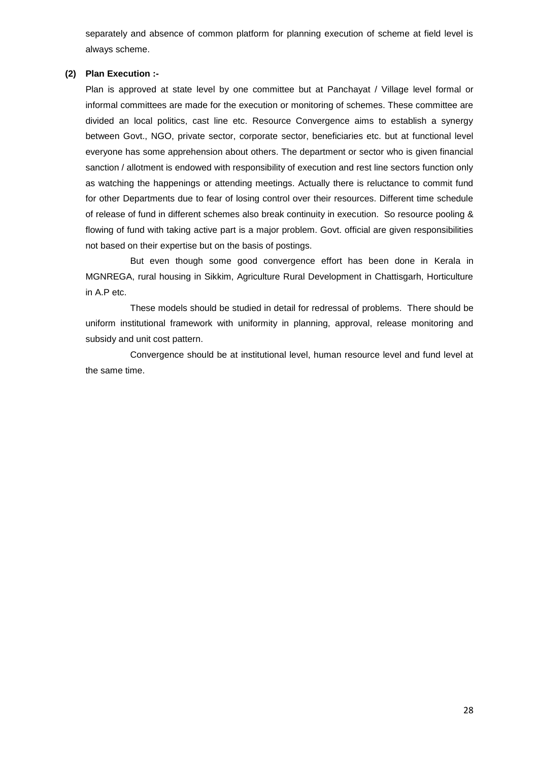separately and absence of common platform for planning execution of scheme at field level is always scheme.

**(2) Plan Execution :-**

Plan is approved at state level by one committee but at Panchayat / Village level formal or informal committees are made for the execution or monitoring of schemes. These committee are divided an local politics, cast line etc. Resource Convergence aims to establish a synergy between Govt., NGO, private sector, corporate sector, beneficiaries etc. but at functional level everyone has some apprehension about others. The department or sector who is given financial sanction / allotment is endowed with responsibility of execution and rest line sectors function only as watching the happenings or attending meetings. Actually there is reluctance to commit fund for other Departments due to fear of losing control over their resources. Different time schedule of release of fund in different schemes also break continuity in execution. So resource pooling & flowing of fund with taking active part is a major problem. Govt. official are given responsibilities not based on their expertise but on the basis of postings.

But even though some good convergence effort has been done in Kerala in MGNREGA, rural housing in Sikkim, Agriculture Rural Development in Chattisgarh, Horticulture in A.P etc.

These models should be studied in detail for redressal of problems. There should be uniform institutional framework with uniformity in planning, approval, release monitoring and subsidy and unit cost pattern.

Convergence should be at institutional level, human resource level and fund level at the same time.